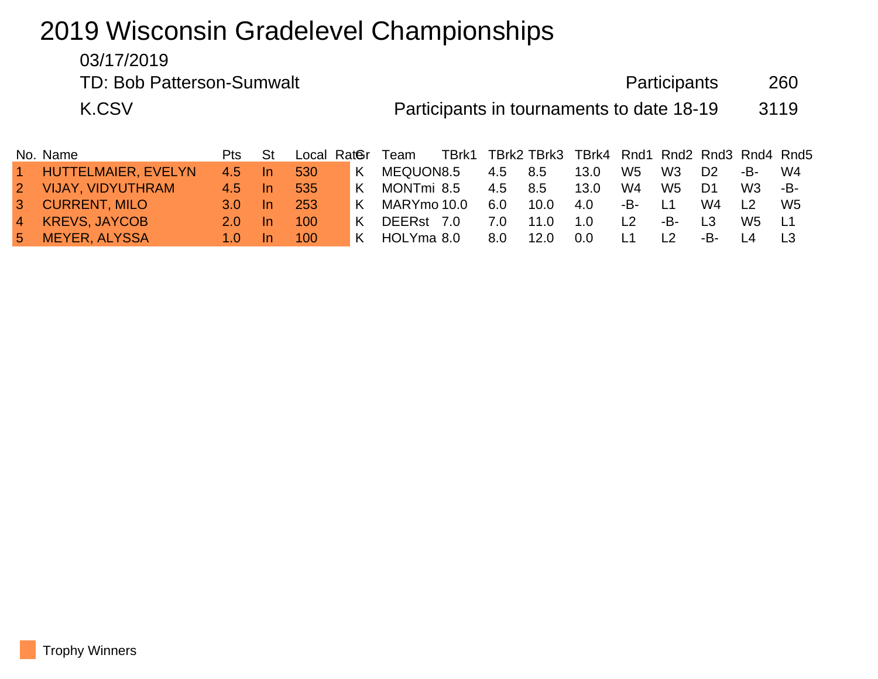# 2019 Wisconsin Gradelevel Championships

03/17/2019

TD: Bob Patterson-Sumwalt

Participants 260

K.CSV

Participants in tournaments to date 18-19 3119

| No. | Name | Pts | St | Local | Rate | Gr | Team | TBrk1 | TBrk2 | TBrk3 | TBrk4 | Rnd1 | Rnd2 | Rnd3 | Rnd4 | Rnd5 |
|---|---|---|---|---|---|---|---|---|---|---|---|---|---|---|---|---|
| 1 | HUTTELMAIER, EVELYN | 4.5 | In | 530 | | K | MEQUON | 8.5 | 4.5 | 8.5 | 13.0 | W5 | W3 | D2 | -B- | W4 |
| 2 | VIJAY, VIDYUTHRAM | 4.5 | In | 535 | | K | MONTmi | 8.5 | 4.5 | 8.5 | 13.0 | W4 | W5 | D1 | W3 | -B- |
| 3 | CURRENT, MILO | 3.0 | In | 253 | | K | MARYmo | 10.0 | 6.0 | 10.0 | 4.0 | -B- | L1 | W4 | L2 | W5 |
| 4 | KREVS, JAYCOB | 2.0 | In | 100 | | K | DEERst | 7.0 | 7.0 | 11.0 | 1.0 | L2 | -B- | L3 | W5 | L1 |
| 5 | MEYER, ALYSSA | 1.0 | In | 100 | | K | HOLYma | 8.0 | 8.0 | 12.0 | 0.0 | L1 | L2 | -B- | L4 | L3 |

Trophy Winners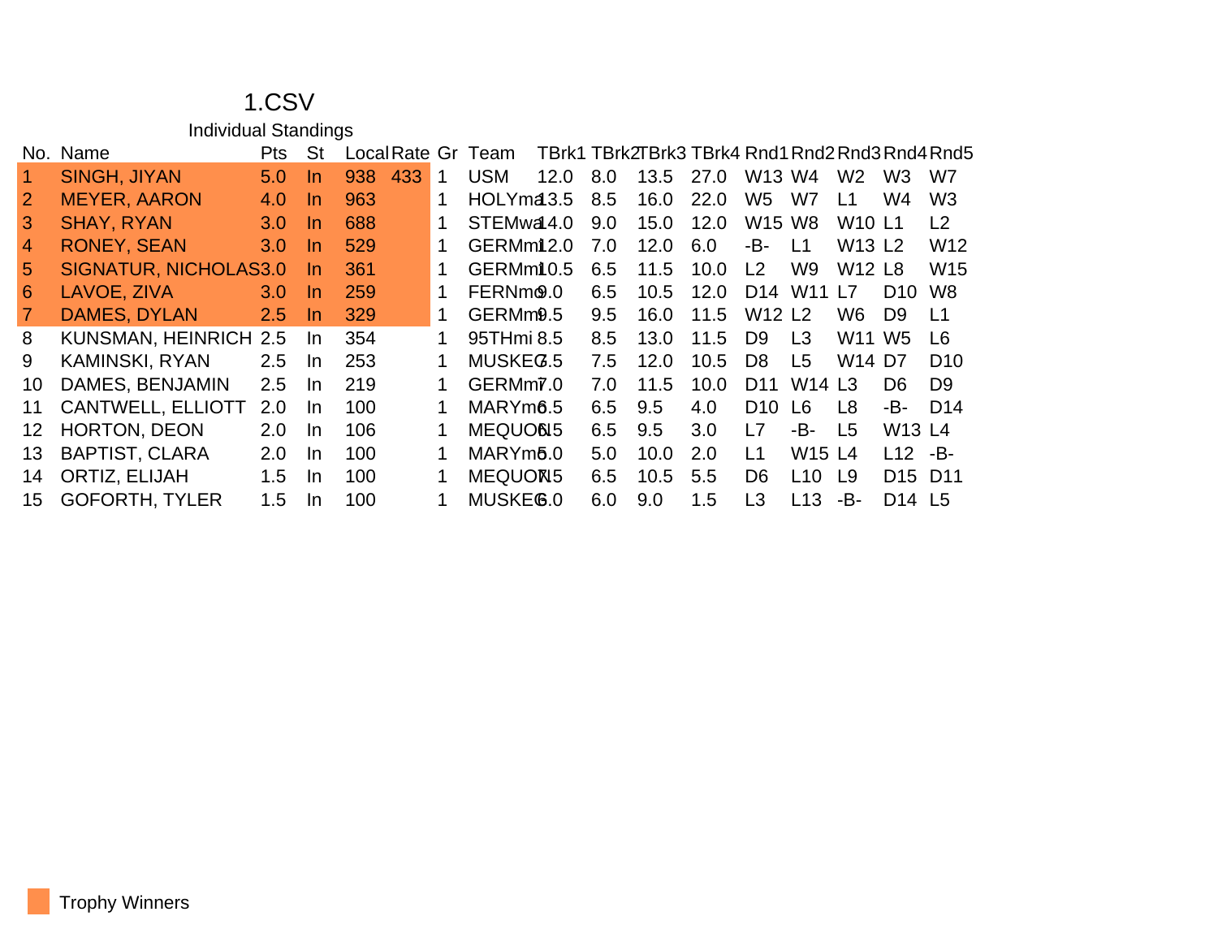# 1.CSV

## Individual Standings

| No. | Name | Pts | St | Local | Rate | Gr | Team | TBrk1 | TBrk2 | TBrk3 | TBrk4 | Rnd1 | Rnd2 | Rnd3 | Rnd4 | Rnd5 |
|---|---|---|---|---|---|---|---|---|---|---|---|---|---|---|---|---|
| 1 | SINGH, JIYAN | 5.0 | In | 938 | 433 | 1 | USM | 12.0 | 8.0 | 13.5 | 27.0 | W13 | W4 | W2 | W3 | W7 |
| 2 | MEYER, AARON | 4.0 | In | 963 | | 1 | HOLYma | 13.5 | 8.5 | 16.0 | 22.0 | W5 | W7 | L1 | W4 | W3 |
| 3 | SHAY, RYAN | 3.0 | In | 688 | | 1 | STEMwa | 14.0 | 9.0 | 15.0 | 12.0 | W15 | W8 | W10 | L1 | L2 |
| 4 | RONEY, SEAN | 3.0 | In | 529 | | 1 | GERMmi | 12.0 | 7.0 | 12.0 | 6.0 | -B- | L1 | W13 | L2 | W12 |
| 5 | SIGNATUR, NICHOLAS | 3.0 | In | 361 | | 1 | GERMmi | 10.5 | 6.5 | 11.5 | 10.0 | L2 | W9 | W12 | L8 | W15 |
| 6 | LAVOE, ZIVA | 3.0 | In | 259 | | 1 | FERNmo | 9.0 | 6.5 | 10.5 | 12.0 | D14 | W11 | L7 | D10 | W8 |
| 7 | DAMES, DYLAN | 2.5 | In | 329 | | 1 | GERMmi | 9.5 | 9.5 | 16.0 | 11.5 | W12 | L2 | W6 | D9 | L1 |
| 8 | KUNSMAN, HEINRICH | 2.5 | In | 354 | | 1 | 95THmi | 8.5 | 8.5 | 13.0 | 11.5 | D9 | L3 | W11 | W5 | L6 |
| 9 | KAMINSKI, RYAN | 2.5 | In | 253 | | 1 | MUSKEG | 7.5 | 7.5 | 12.0 | 10.5 | D8 | L5 | W14 | D7 | D10 |
| 10 | DAMES, BENJAMIN | 2.5 | In | 219 | | 1 | GERMmi | 7.0 | 7.0 | 11.5 | 10.0 | D11 | W14 | L3 | D6 | D9 |
| 11 | CANTWELL, ELLIOTT | 2.0 | In | 100 | | 1 | MARYmo | 6.5 | 6.5 | 9.5 | 4.0 | D10 | L6 | L8 | -B- | D14 |
| 12 | HORTON, DEON | 2.0 | In | 106 | | 1 | MEQUON | 6.5 | 6.5 | 9.5 | 3.0 | L7 | -B- | L5 | W13 | L4 |
| 13 | BAPTIST, CLARA | 2.0 | In | 100 | | 1 | MARYmo | 5.0 | 5.0 | 10.0 | 2.0 | L1 | W15 | L4 | L12 | -B- |
| 14 | ORTIZ, ELIJAH | 1.5 | In | 100 | | 1 | MEQUON | 7.5 | 6.5 | 10.5 | 5.5 | D6 | L10 | L9 | D15 | D11 |
| 15 | GOFORTH, TYLER | 1.5 | In | 100 | | 1 | MUSKEG | 6.0 | 6.0 | 9.0 | 1.5 | L3 | L13 | -B- | D14 | L5 |

Trophy Winners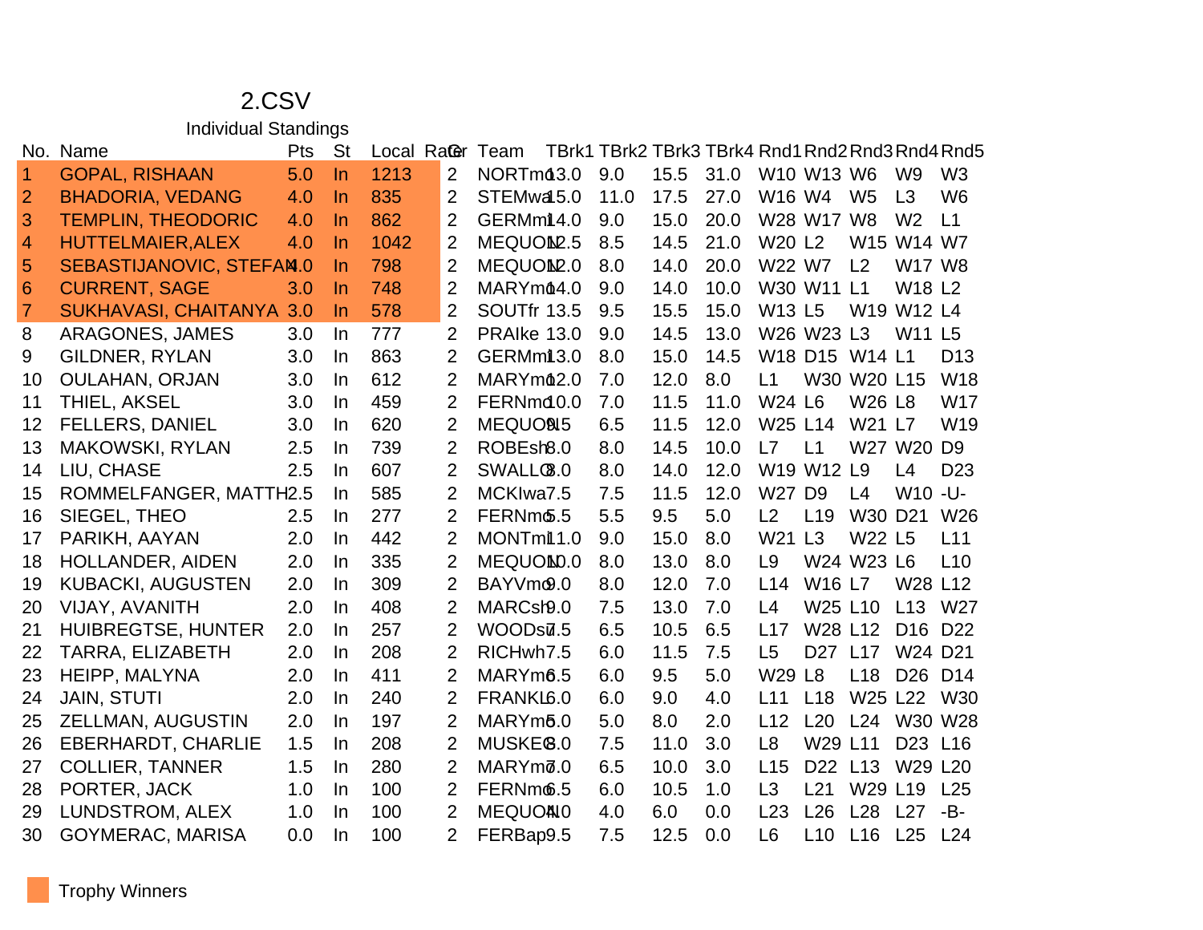# 2.CSV

## Individual Standings

| No. | Name | Pts | St | Local | Rate | Gr | Team | TBrk1 | TBrk2 | TBrk3 | TBrk4 | Rnd1 | Rnd2 | Rnd3 | Rnd4 | Rnd5 |
|---|---|---|---|---|---|---|---|---|---|---|---|---|---|---|---|---|
| 1 | GOPAL, RISHAAN | 5.0 | In | 1213 | | 2 | NORTmo | 13.0 | 9.0 | 15.5 | 31.0 | W10 | W13 | W6 | W9 | W3 |
| 2 | BHADORIA, VEDANG | 4.0 | In | 835 | | 2 | STEMwa | 15.0 | 11.0 | 17.5 | 27.0 | W16 | W4 | W5 | L3 | W6 |
| 3 | TEMPLIN, THEODORIC | 4.0 | In | 862 | | 2 | GERMmi | 14.0 | 9.0 | 15.0 | 20.0 | W28 | W17 | W8 | W2 | L1 |
| 4 | HUTTELMAIER,ALEX | 4.0 | In | 1042 | | 2 | MEQUON | 12.5 | 8.5 | 14.5 | 21.0 | W20 | L2 | W15 | W14 | W7 |
| 5 | SEBASTIJANOVIC, STEFAN | 4.0 | In | 798 | | 2 | MEQUON | 12.0 | 8.0 | 14.0 | 20.0 | W22 | W7 | L2 | W17 | W8 |
| 6 | CURRENT, SAGE | 3.0 | In | 748 | | 2 | MARYmo | 14.0 | 9.0 | 14.0 | 10.0 | W30 | W11 | L1 | W18 | L2 |
| 7 | SUKHAVASI, CHAITANYA | 3.0 | In | 578 | | 2 | SOUTfr | 13.5 | 9.5 | 15.5 | 15.0 | W13 | L5 | W19 | W12 | L4 |
| 8 | ARAGONES, JAMES | 3.0 | In | 777 | | 2 | PRAIke | 13.0 | 9.0 | 14.5 | 13.0 | W26 | W23 | L3 | W11 | L5 |
| 9 | GILDNER, RYLAN | 3.0 | In | 863 | | 2 | GERMmi | 13.0 | 8.0 | 15.0 | 14.5 | W18 | D15 | W14 | L1 | D13 |
| 10 | OULAHAN, ORJAN | 3.0 | In | 612 | | 2 | MARYmo | 12.0 | 7.0 | 12.0 | 8.0 | L1 | W30 | W20 | L15 | W18 |
| 11 | THIEL, AKSEL | 3.0 | In | 459 | | 2 | FERNmo | 10.0 | 7.0 | 11.5 | 11.0 | W24 | L6 | W26 | L8 | W17 |
| 12 | FELLERS, DANIEL | 3.0 | In | 620 | | 2 | MEQUON | 9.5 | 6.5 | 11.5 | 12.0 | W25 | L14 | W21 | L7 | W19 |
| 13 | MAKOWSKI, RYLAN | 2.5 | In | 739 | | 2 | ROBEsh | 8.0 | 8.0 | 14.5 | 10.0 | L7 | L1 | W27 | W20 | D9 |
| 14 | LIU, CHASE | 2.5 | In | 607 | | 2 | SWALLO | 8.0 | 8.0 | 14.0 | 12.0 | W19 | W12 | L9 | L4 | D23 |
| 15 | ROMMELFANGER, MATTH | 2.5 | In | 585 | | 2 | MCKIwa | 7.5 | 7.5 | 11.5 | 12.0 | W27 | D9 | L4 | W10 | -U- |
| 16 | SIEGEL, THEO | 2.5 | In | 277 | | 2 | FERNmo | 5.5 | 5.5 | 9.5 | 5.0 | L2 | L19 | W30 | D21 | W26 |
| 17 | PARIKH, AAYAN | 2.0 | In | 442 | | 2 | MONTmi | 11.0 | 9.0 | 15.0 | 8.0 | W21 | L3 | W22 | L5 | L11 |
| 18 | HOLLANDER, AIDEN | 2.0 | In | 335 | | 2 | MEQUON | 10.0 | 8.0 | 13.0 | 8.0 | L9 | W24 | W23 | L6 | L10 |
| 19 | KUBACKI, AUGUSTEN | 2.0 | In | 309 | | 2 | BAYVmo | 9.0 | 8.0 | 12.0 | 7.0 | L14 | W16 | L7 | W28 | L12 |
| 20 | VIJAY, AVANITH | 2.0 | In | 408 | | 2 | MARCsh | 9.0 | 7.5 | 13.0 | 7.0 | L4 | W25 | L10 | L13 | W27 |
| 21 | HUIBREGTSE, HUNTER | 2.0 | In | 257 | | 2 | WOODsu | 7.5 | 6.5 | 10.5 | 6.5 | L17 | W28 | L12 | D16 | D22 |
| 22 | TARRA, ELIZABETH | 2.0 | In | 208 | | 2 | RICHwh | 7.5 | 6.0 | 11.5 | 7.5 | L5 | D27 | L17 | W24 | D21 |
| 23 | HEIPP, MALYNA | 2.0 | In | 411 | | 2 | MARYmo | 6.5 | 6.0 | 9.5 | 5.0 | W29 | L8 | L18 | D26 | D14 |
| 24 | JAIN, STUTI | 2.0 | In | 240 | | 2 | FRANKL | 6.0 | 6.0 | 9.0 | 4.0 | L11 | L18 | W25 | L22 | W30 |
| 25 | ZELLMAN, AUGUSTIN | 2.0 | In | 197 | | 2 | MARYmo | 5.0 | 5.0 | 8.0 | 2.0 | L12 | L20 | L24 | W30 | W28 |
| 26 | EBERHARDT, CHARLIE | 1.5 | In | 208 | | 2 | MUSKEG | 8.0 | 7.5 | 11.0 | 3.0 | L8 | W29 | L11 | D23 | L16 |
| 27 | COLLIER, TANNER | 1.5 | In | 280 | | 2 | MARYmo | 7.0 | 6.5 | 10.0 | 3.0 | L15 | D22 | L13 | W29 | L20 |
| 28 | PORTER, JACK | 1.0 | In | 100 | | 2 | FERNmo | 6.5 | 6.0 | 10.5 | 1.0 | L3 | L21 | W29 | L19 | L25 |
| 29 | LUNDSTROM, ALEX | 1.0 | In | 100 | | 2 | MEQUON | 4.0 | 4.0 | 6.0 | 0.0 | L23 | L26 | L28 | L27 | -B- |
| 30 | GOYMERAC, MARISA | 0.0 | In | 100 | | 2 | FERBap | 9.5 | 7.5 | 12.5 | 0.0 | L6 | L10 | L16 | L25 | L24 |

Trophy Winners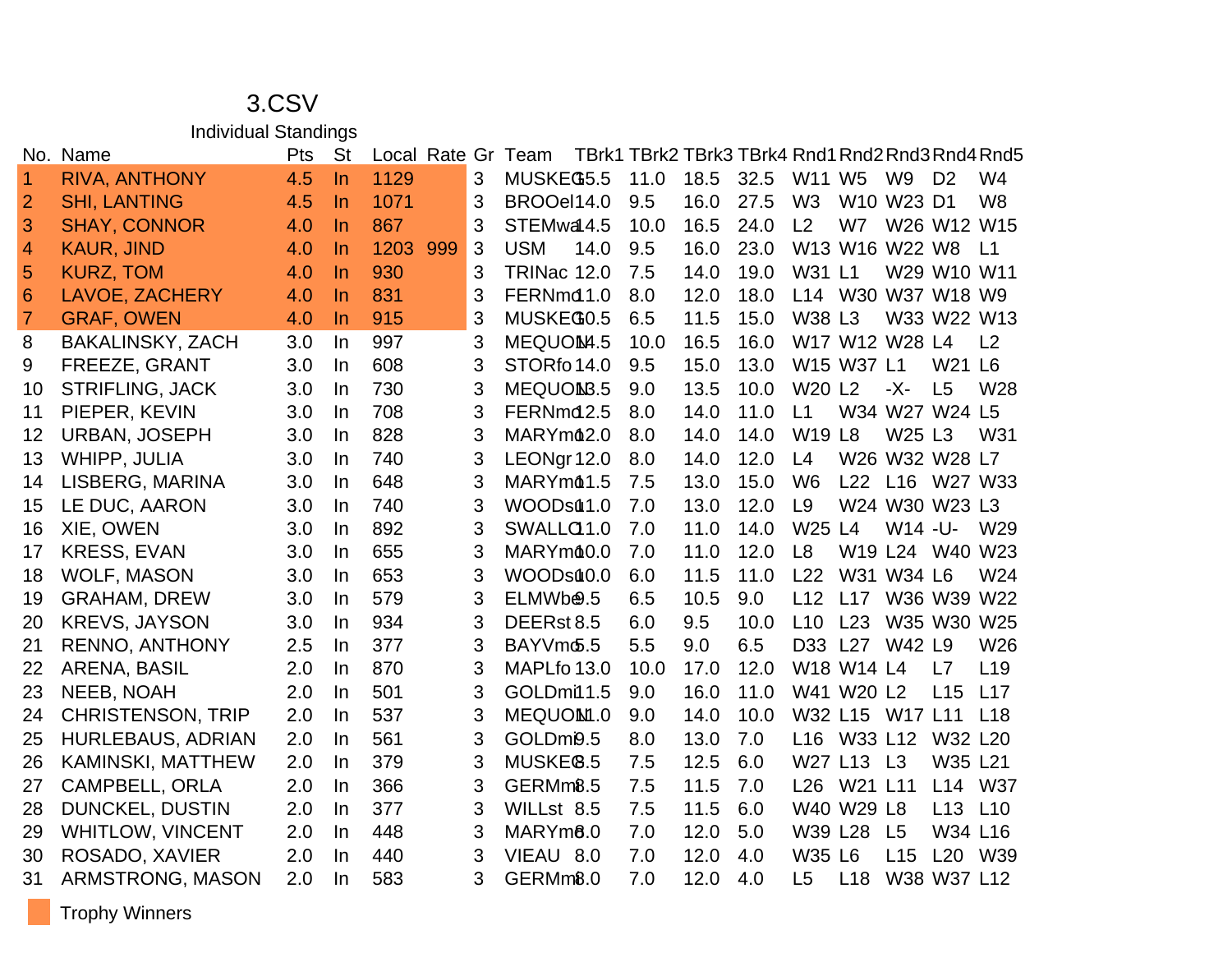# 3.CSV

## Individual Standings

| No. | Name | Pts | St | Local | Rate | Gr | Team | TBrk1 | TBrk2 | TBrk3 | TBrk4 | Rnd1 | Rnd2 | Rnd3 | Rnd4 | Rnd5 |
|---|---|---|---|---|---|---|---|---|---|---|---|---|---|---|---|---|
| 1 | RIVA, ANTHONY | 4.5 | In | 1129 | | 3 | MUSKEG | 15.5 | 11.0 | 18.5 | 32.5 | W11 | W5 | W9 | D2 | W4 |
| 2 | SHI, LANTING | 4.5 | In | 1071 | | 3 | BROOel | 14.0 | 9.5 | 16.0 | 27.5 | W3 | W10 | W23 | D1 | W8 |
| 3 | SHAY, CONNOR | 4.0 | In | 867 | | 3 | STEMwa | 14.5 | 10.0 | 16.5 | 24.0 | L2 | W7 | W26 | W12 | W15 |
| 4 | KAUR, JIND | 4.0 | In | 1203 | 999 | 3 | USM | 14.0 | 9.5 | 16.0 | 23.0 | W13 | W16 | W22 | W8 | L1 |
| 5 | KURZ, TOM | 4.0 | In | 930 | | 3 | TRINac | 12.0 | 7.5 | 14.0 | 19.0 | W31 | L1 | W29 | W10 | W11 |
| 6 | LAVOE, ZACHERY | 4.0 | In | 831 | | 3 | FERNmd | 11.0 | 8.0 | 12.0 | 18.0 | L14 | W30 | W37 | W18 | W9 |
| 7 | GRAF, OWEN | 4.0 | In | 915 | | 3 | MUSKEG | 10.5 | 6.5 | 11.5 | 15.0 | W38 | L3 | W33 | W22 | W13 |
| 8 | BAKALINSKY, ZACH | 3.0 | In | 997 | | 3 | MEQUON | 14.5 | 10.0 | 16.5 | 16.0 | W17 | W12 | W28 | L4 | L2 |
| 9 | FREEZE, GRANT | 3.0 | In | 608 | | 3 | STORfo | 14.0 | 9.5 | 15.0 | 13.0 | W15 | W37 | L1 | W21 | L6 |
| 10 | STRIFLING, JACK | 3.0 | In | 730 | | 3 | MEQUON | 13.5 | 9.0 | 13.5 | 10.0 | W20 | L2 | -X- | L5 | W28 |
| 11 | PIEPER, KEVIN | 3.0 | In | 708 | | 3 | FERNmd | 12.5 | 8.0 | 14.0 | 11.0 | L1 | W34 | W27 | W24 | L5 |
| 12 | URBAN, JOSEPH | 3.0 | In | 828 | | 3 | MARYmo | 12.0 | 8.0 | 14.0 | 14.0 | W19 | L8 | W25 | L3 | W31 |
| 13 | WHIPP, JULIA | 3.0 | In | 740 | | 3 | LEONgr | 12.0 | 8.0 | 14.0 | 12.0 | L4 | W26 | W32 | W28 | L7 |
| 14 | LISBERG, MARINA | 3.0 | In | 648 | | 3 | MARYmo | 11.5 | 7.5 | 13.0 | 15.0 | W6 | L22 | L16 | W27 | W33 |
| 15 | LE DUC, AARON | 3.0 | In | 740 | | 3 | WOODsu | 11.0 | 7.0 | 13.0 | 12.0 | L9 | W24 | W30 | W23 | L3 |
| 16 | XIE, OWEN | 3.0 | In | 892 | | 3 | SWALLO | 11.0 | 7.0 | 11.0 | 14.0 | W25 | L4 | W14 | -U- | W29 |
| 17 | KRESS, EVAN | 3.0 | In | 655 | | 3 | MARYmo | 10.0 | 7.0 | 11.0 | 12.0 | L8 | W19 | L24 | W40 | W23 |
| 18 | WOLF, MASON | 3.0 | In | 653 | | 3 | WOODsu | 10.0 | 6.0 | 11.5 | 11.0 | L22 | W31 | W34 | L6 | W24 |
| 19 | GRAHAM, DREW | 3.0 | In | 579 | | 3 | ELMWbe | 9.5 | 6.5 | 10.5 | 9.0 | L12 | L17 | W36 | W39 | W22 |
| 20 | KREVS, JAYSON | 3.0 | In | 934 | | 3 | DEERst | 8.5 | 6.0 | 9.5 | 10.0 | L10 | L23 | W35 | W30 | W25 |
| 21 | RENNO, ANTHONY | 2.5 | In | 377 | | 3 | BAYVmo | 5.5 | 5.5 | 9.0 | 6.5 | D33 | L27 | W42 | L9 | W26 |
| 22 | ARENA, BASIL | 2.0 | In | 870 | | 3 | MAPLfo | 13.0 | 10.0 | 17.0 | 12.0 | W18 | W14 | L4 | L7 | L19 |
| 23 | NEEB, NOAH | 2.0 | In | 501 | | 3 | GOLDmi | 11.5 | 9.0 | 16.0 | 11.0 | W41 | W20 | L2 | L15 | L17 |
| 24 | CHRISTENSON, TRIP | 2.0 | In | 537 | | 3 | MEQUON | 11.0 | 9.0 | 14.0 | 10.0 | W32 | L15 | W17 | L11 | L18 |
| 25 | HURLEBAUS, ADRIAN | 2.0 | In | 561 | | 3 | GOLDmi | 9.5 | 8.0 | 13.0 | 7.0 | L16 | W33 | L12 | W32 | L20 |
| 26 | KAMINSKI, MATTHEW | 2.0 | In | 379 | | 3 | MUSKEG | 8.5 | 7.5 | 12.5 | 6.0 | W27 | L13 | L3 | W35 | L21 |
| 27 | CAMPBELL, ORLA | 2.0 | In | 366 | | 3 | GERMmi | 8.5 | 7.5 | 11.5 | 7.0 | L26 | W21 | L11 | L14 | W37 |
| 28 | DUNCKEL, DUSTIN | 2.0 | In | 377 | | 3 | WILLst | 8.5 | 7.5 | 11.5 | 6.0 | W40 | W29 | L8 | L13 | L10 |
| 29 | WHITLOW, VINCENT | 2.0 | In | 448 | | 3 | MARYmo | 8.0 | 7.0 | 12.0 | 5.0 | W39 | L28 | L5 | W34 | L16 |
| 30 | ROSADO, XAVIER | 2.0 | In | 440 | | 3 | VIEAU | 8.0 | 7.0 | 12.0 | 4.0 | W35 | L6 | L15 | L20 | W39 |
| 31 | ARMSTRONG, MASON | 2.0 | In | 583 | | 3 | GERMmi | 8.0 | 7.0 | 12.0 | 4.0 | L5 | L18 | W38 | W37 | L12 |

Trophy Winners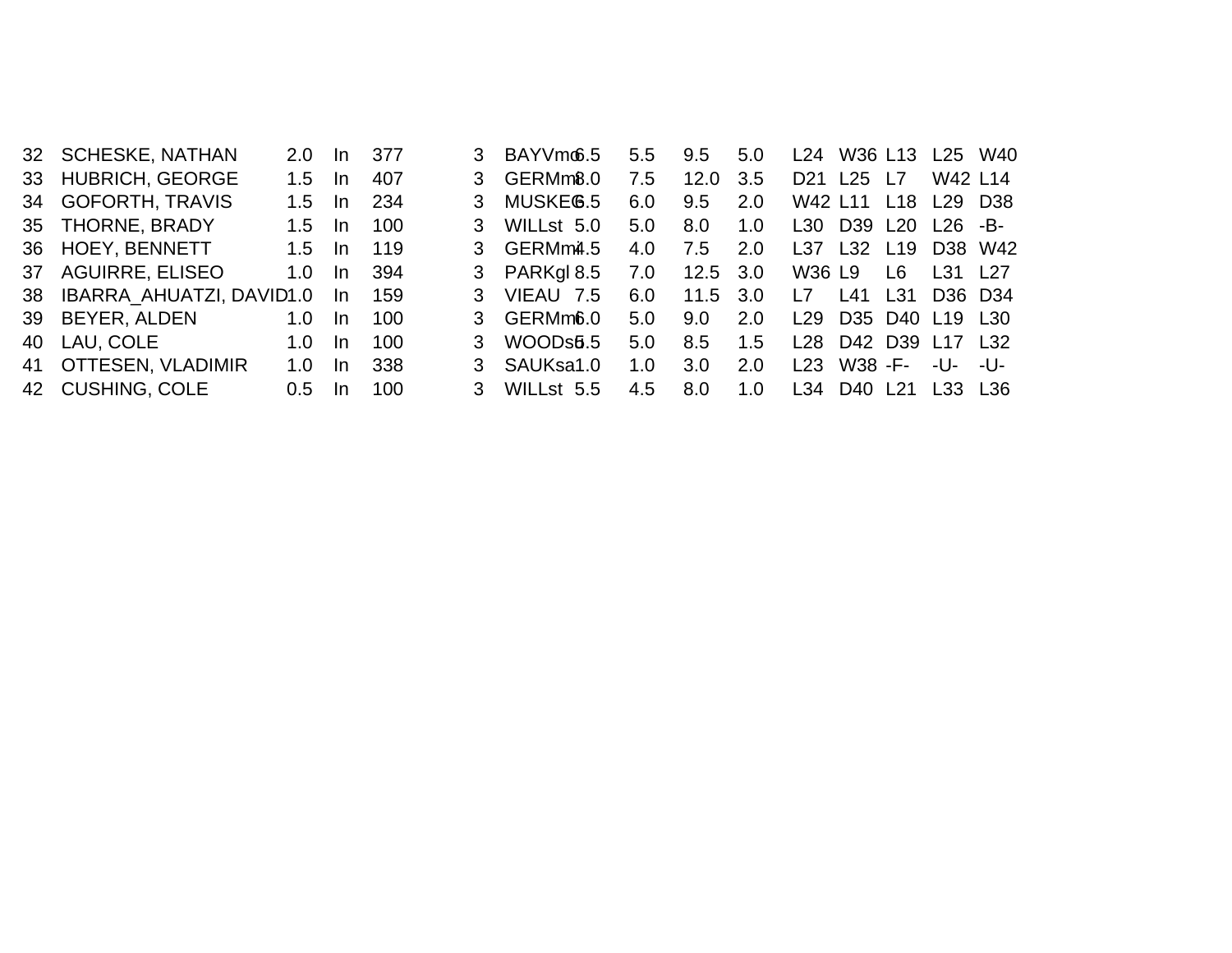| 32 | SCHESKE, NATHAN | 2.0 | In | 377 | 3 | BAYVmo | 6.5 | 5.5 | 9.5 | 5.0 | L24 | W36 | L13 | L25 | W40 |
|---|---|---|---|---|---|---|---|---|---|---|---|---|---|---|---|
| 33 | HUBRICH, GEORGE | 1.5 | In | 407 | 3 | GERMmi | 8.0 | 7.5 | 12.0 | 3.5 | D21 | L25 | L7 | W42 | L14 |
| 34 | GOFORTH, TRAVIS | 1.5 | In | 234 | 3 | MUSKEG | 6.5 | 6.0 | 9.5 | 2.0 | W42 | L11 | L18 | L29 | D38 |
| 35 | THORNE, BRADY | 1.5 | In | 100 | 3 | WILLst | 5.0 | 5.0 | 8.0 | 1.0 | L30 | D39 | L20 | L26 | -B- |
| 36 | HOEY, BENNETT | 1.5 | In | 119 | 3 | GERMmi | 4.5 | 4.0 | 7.5 | 2.0 | L37 | L32 | L19 | D38 | W42 |
| 37 | AGUIRRE, ELISEO | 1.0 | In | 394 | 3 | PARKgl | 8.5 | 7.0 | 12.5 | 3.0 | W36 | L9 | L6 | L31 | L27 |
| 38 | IBARRA_AHUATZI, DAVID | 1.0 | In | 159 | 3 | VIEAU | 7.5 | 6.0 | 11.5 | 3.0 | L7 | L41 | L31 | D36 | D34 |
| 39 | BEYER, ALDEN | 1.0 | In | 100 | 3 | GERMmi | 6.0 | 5.0 | 9.0 | 2.0 | L29 | D35 | D40 | L19 | L30 |
| 40 | LAU, COLE | 1.0 | In | 100 | 3 | WOODsb | 5.5 | 5.0 | 8.5 | 1.5 | L28 | D42 | D39 | L17 | L32 |
| 41 | OTTESEN, VLADIMIR | 1.0 | In | 338 | 3 | SAUKsa | 1.0 | 1.0 | 3.0 | 2.0 | L23 | W38 | -F- | -U- | -U- |
| 42 | CUSHING, COLE | 0.5 | In | 100 | 3 | WILLst | 5.5 | 4.5 | 8.0 | 1.0 | L34 | D40 | L21 | L33 | L36 |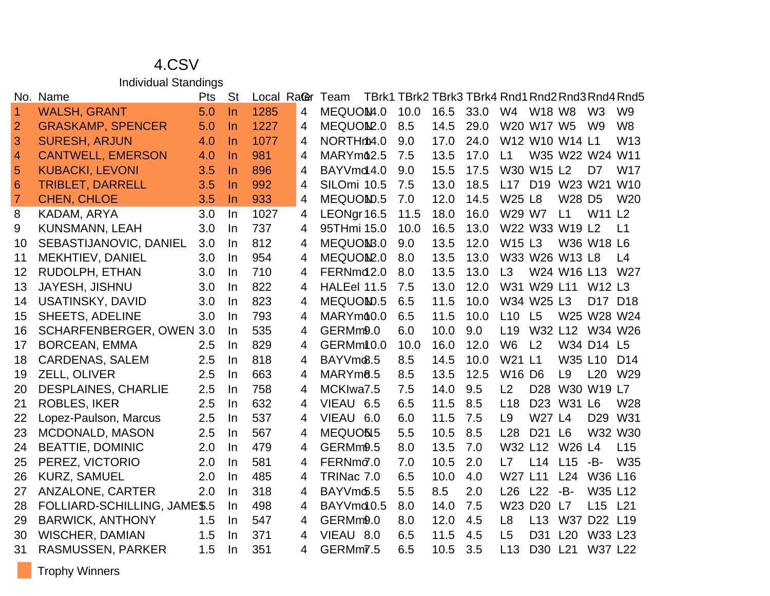# 4.CSV

## Individual Standings

| No. | Name | Pts | St | Local | Rate | Gr | Team | TBrk1 | TBrk2 | TBrk3 | TBrk4 | Rnd1 | Rnd2 | Rnd3 | Rnd4 | Rnd5 |
|---|---|---|---|---|---|---|---|---|---|---|---|---|---|---|---|---|
| 1 | WALSH, GRANT | 5.0 | In | 1285 | | 4 | MEQUON | 14.0 | 10.0 | 16.5 | 33.0 | W4 | W18 | W8 | W3 | W9 |
| 2 | GRASKAMP, SPENCER | 5.0 | In | 1227 | | 4 | MEQUON | 12.0 | 8.5 | 14.5 | 29.0 | W20 | W17 | W5 | W9 | W8 |
| 3 | SURESH, ARJUN | 4.0 | In | 1077 | | 4 | NORTHm | 14.0 | 9.0 | 17.0 | 24.0 | W12 | W10 | W14 | L1 | W13 |
| 4 | CANTWELL, EMERSON | 4.0 | In | 981 | | 4 | MARYmo | 12.5 | 7.5 | 13.5 | 17.0 | L1 | W35 | W22 | W24 | W11 |
| 5 | KUBACKI, LEVONI | 3.5 | In | 896 | | 4 | BAYVmo | 14.0 | 9.0 | 15.5 | 17.5 | W30 | W15 | L2 | D7 | W17 |
| 6 | TRIBLET, DARRELL | 3.5 | In | 992 | | 4 | SILOmi | 10.5 | 7.5 | 13.0 | 18.5 | L17 | D19 | W23 | W21 | W10 |
| 7 | CHEN, CHLOE | 3.5 | In | 933 | | 4 | MEQUON | 10.5 | 7.0 | 12.0 | 14.5 | W25 | L8 | W28 | D5 | W20 |
| 8 | KADAM, ARYA | 3.0 | In | 1027 | | 4 | LEONgr | 16.5 | 11.5 | 18.0 | 16.0 | W29 | W7 | L1 | W11 | L2 |
| 9 | KUNSMANN, LEAH | 3.0 | In | 737 | | 4 | 95THmi | 15.0 | 10.0 | 16.5 | 13.0 | W22 | W33 | W19 | L2 | L1 |
| 10 | SEBASTIJANOVIC, DANIEL | 3.0 | In | 812 | | 4 | MEQUON | 13.0 | 9.0 | 13.5 | 12.0 | W15 | L3 | W36 | W18 | L6 |
| 11 | MEKHTIEV, DANIEL | 3.0 | In | 954 | | 4 | MEQUON | 12.0 | 8.0 | 13.5 | 13.0 | W33 | W26 | W13 | L8 | L4 |
| 12 | RUDOLPH, ETHAN | 3.0 | In | 710 | | 4 | FERNmo | 12.0 | 8.0 | 13.5 | 13.0 | L3 | W24 | W16 | L13 | W27 |
| 13 | JAYESH, JISHNU | 3.0 | In | 822 | | 4 | HALEel | 11.5 | 7.5 | 13.0 | 12.0 | W31 | W29 | L11 | W12 | L3 |
| 14 | USATINSKY, DAVID | 3.0 | In | 823 | | 4 | MEQUON | 10.5 | 6.5 | 11.5 | 10.0 | W34 | W25 | L3 | D17 | D18 |
| 15 | SHEETS, ADELINE | 3.0 | In | 793 | | 4 | MARYmo | 10.0 | 6.5 | 11.5 | 10.0 | L10 | L5 | W25 | W28 | W24 |
| 16 | SCHARFENBERGER, OWEN | 3.0 | In | 535 | | 4 | GERMmi | 9.0 | 6.0 | 10.0 | 9.0 | L19 | W32 | L12 | W34 | W26 |
| 17 | BORCEAN, EMMA | 2.5 | In | 829 | | 4 | GERMmi | 10.0 | 10.0 | 16.0 | 12.0 | W6 | L2 | W34 | D14 | L5 |
| 18 | CARDENAS, SALEM | 2.5 | In | 818 | | 4 | BAYVmo | 8.5 | 8.5 | 14.5 | 10.0 | W21 | L1 | W35 | L10 | D14 |
| 19 | ZELL, OLIVER | 2.5 | In | 663 | | 4 | MARYmo | 8.5 | 8.5 | 13.5 | 12.5 | W16 | D6 | L9 | L20 | W29 |
| 20 | DESPLAINES, CHARLIE | 2.5 | In | 758 | | 4 | MCKIwa | 7.5 | 7.5 | 14.0 | 9.5 | L2 | D28 | W30 | W19 | L7 |
| 21 | ROBLES, IKER | 2.5 | In | 632 | | 4 | VIEAU | 6.5 | 6.5 | 11.5 | 8.5 | L18 | D23 | W31 | L6 | W28 |
| 22 | Lopez-Paulson, Marcus | 2.5 | In | 537 | | 4 | VIEAU | 6.0 | 6.0 | 11.5 | 7.5 | L9 | W27 | L4 | D29 | W31 |
| 23 | MCDONALD, MASON | 2.5 | In | 567 | | 4 | MEQUON | 5.5 | 5.5 | 10.5 | 8.5 | L28 | D21 | L6 | W32 | W30 |
| 24 | BEATTIE, DOMINIC | 2.0 | In | 479 | | 4 | GERMmi | 9.5 | 8.0 | 13.5 | 7.0 | W32 | L12 | W26 | L4 | L15 |
| 25 | PEREZ, VICTORIO | 2.0 | In | 581 | | 4 | FERNmo | 7.0 | 7.0 | 10.5 | 2.0 | L7 | L14 | L15 | -B- | W35 |
| 26 | KURZ, SAMUEL | 2.0 | In | 485 | | 4 | TRINac | 7.0 | 6.5 | 10.0 | 4.0 | W27 | L11 | L24 | W36 | L16 |
| 27 | ANZALONE, CARTER | 2.0 | In | 318 | | 4 | BAYVmo | 5.5 | 5.5 | 8.5 | 2.0 | L26 | L22 | -B- | W35 | L12 |
| 28 | FOLLIARD-SCHILLING, JAMES | 1.5 | In | 498 | | 4 | BAYVmo | 10.5 | 8.0 | 14.0 | 7.5 | W23 | D20 | L7 | L15 | L21 |
| 29 | BARWICK, ANTHONY | 1.5 | In | 547 | | 4 | GERMmi | 9.0 | 8.0 | 12.0 | 4.5 | L8 | L13 | W37 | D22 | L19 |
| 30 | WISCHER, DAMIAN | 1.5 | In | 371 | | 4 | VIEAU | 8.0 | 6.5 | 11.5 | 4.5 | L5 | D31 | L20 | W33 | L23 |
| 31 | RASMUSSEN, PARKER | 1.5 | In | 351 | | 4 | GERMmi | 7.5 | 6.5 | 10.5 | 3.5 | L13 | D30 | L21 | W37 | L22 |

Trophy Winners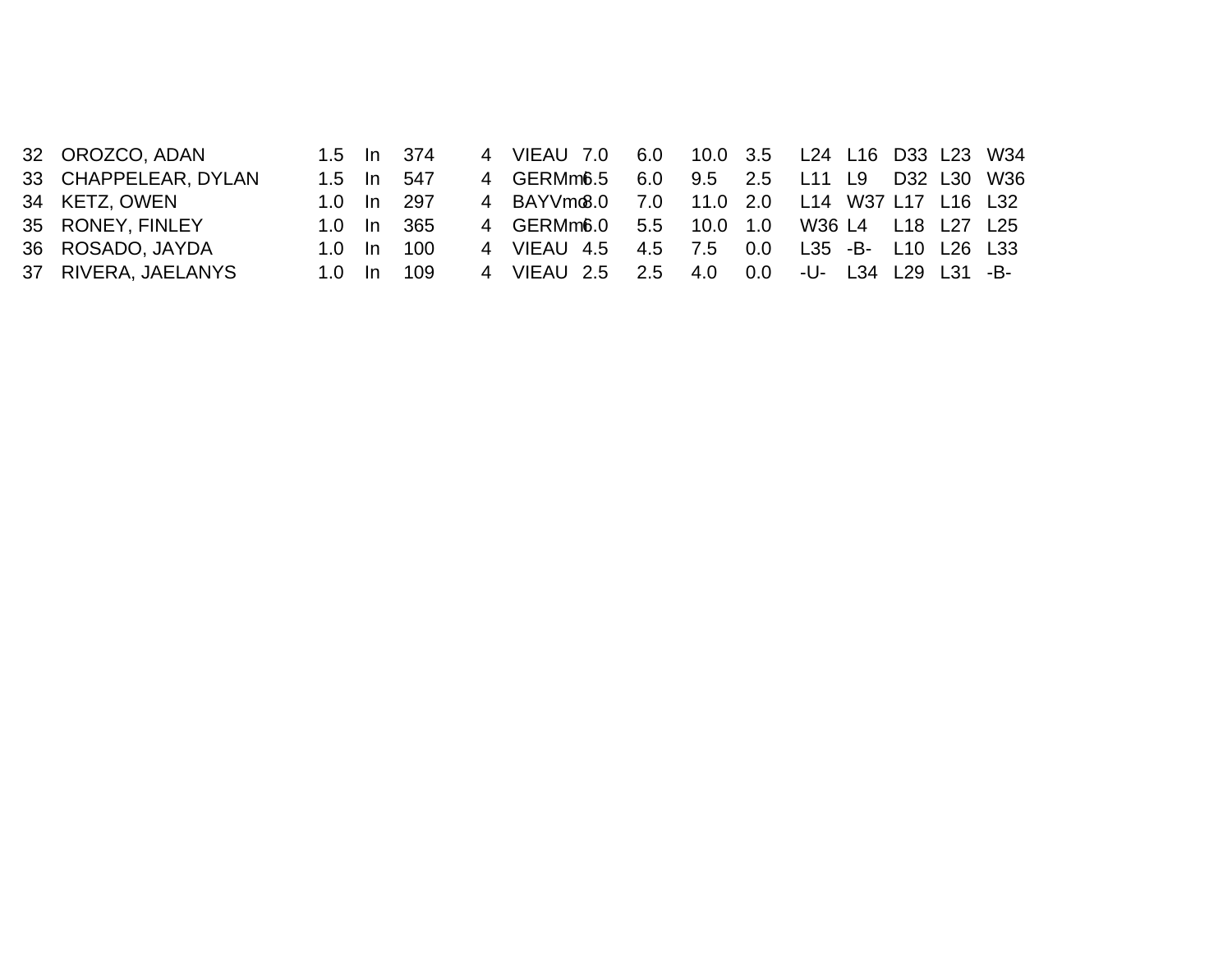| | | | | | | | | | | | | | | | | |
|---|---|---|---|---|---|---|---|---|---|---|---|---|---|---|---|---|
| 32 | OROZCO, ADAN | 1.5 | In | 374 | 4 | VIEAU | 7.0 | 6.0 | 10.0 | 3.5 | L24 | L16 | D33 | L23 | W34 |
| 33 | CHAPPELEAR, DYLAN | 1.5 | In | 547 | 4 | GERMml | 6.5 | 6.0 | 9.5 | 2.5 | L11 | L9 | D32 | L30 | W36 |
| 34 | KETZ, OWEN | 1.0 | In | 297 | 4 | BAYVmo | 8.0 | 7.0 | 11.0 | 2.0 | L14 | W37 | L17 | L16 | L32 |
| 35 | RONEY, FINLEY | 1.0 | In | 365 | 4 | GERMml | 6.0 | 5.5 | 10.0 | 1.0 | W36 | L4 | L18 | L27 | L25 |
| 36 | ROSADO, JAYDA | 1.0 | In | 100 | 4 | VIEAU | 4.5 | 4.5 | 7.5 | 0.0 | L35 | -B- | L10 | L26 | L33 |
| 37 | RIVERA, JAELANYS | 1.0 | In | 109 | 4 | VIEAU | 2.5 | 2.5 | 4.0 | 0.0 | -U- | L34 | L29 | L31 | -B- |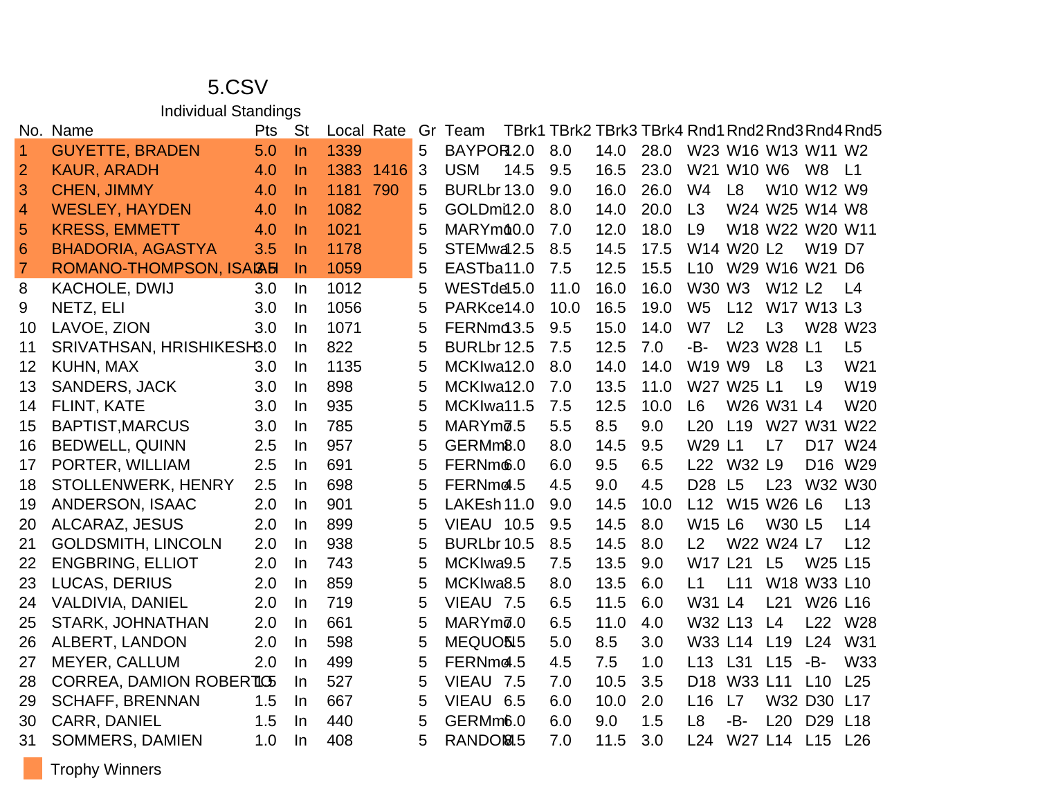# 5.CSV

## Individual Standings

| No. | Name | Pts | St | Local | Rate | Gr | Team | TBrk1 | TBrk2 | TBrk3 | TBrk4 | Rnd1 | Rnd2 | Rnd3 | Rnd4 | Rnd5 |
|---|---|---|---|---|---|---|---|---|---|---|---|---|---|---|---|---|
| 1 | GUYETTE, BRADEN | 5.0 | In | 1339 | | 5 | BAYPOR | 12.0 | 8.0 | 14.0 | 28.0 | W23 | W16 | W13 | W11 | W2 |
| 2 | KAUR, ARADH | 4.0 | In | 1383 | 1416 | 3 | USM | 14.5 | 9.5 | 16.5 | 23.0 | W21 | W10 | W6 | W8 | L1 |
| 3 | CHEN, JIMMY | 4.0 | In | 1181 | 790 | 5 | BURLbr | 13.0 | 9.0 | 16.0 | 26.0 | W4 | L8 | W10 | W12 | W9 |
| 4 | WESLEY, HAYDEN | 4.0 | In | 1082 | | 5 | GOLDmi | 12.0 | 8.0 | 14.0 | 20.0 | L3 | W24 | W25 | W14 | W8 |
| 5 | KRESS, EMMETT | 4.0 | In | 1021 | | 5 | MARYmo | 10.0 | 7.0 | 12.0 | 18.0 | L9 | W18 | W22 | W20 | W11 |
| 6 | BHADORIA, AGASTYA | 3.5 | In | 1178 | | 5 | STEMwa | 12.5 | 8.5 | 14.5 | 17.5 | W14 | W20 | L2 | W19 | D7 |
| 7 | ROMANO-THOMPSON, ISAIAH | 3.5 | In | 1059 | | 5 | EASTba | 11.0 | 7.5 | 12.5 | 15.5 | L10 | W29 | W16 | W21 | D6 |
| 8 | KACHOLE, DWIJ | 3.0 | In | 1012 | | 5 | WESTde | 15.0 | 11.0 | 16.0 | 16.0 | W30 | W3 | W12 | L2 | L4 |
| 9 | NETZ, ELI | 3.0 | In | 1056 | | 5 | PARKce | 14.0 | 10.0 | 16.5 | 19.0 | W5 | L12 | W17 | W13 | L3 |
| 10 | LAVOE, ZION | 3.0 | In | 1071 | | 5 | FERNmo | 13.5 | 9.5 | 15.0 | 14.0 | W7 | L2 | L3 | W28 | W23 |
| 11 | SRIVATHSAN, HRISHIKESH | 3.0 | In | 822 | | 5 | BURLbr | 12.5 | 7.5 | 12.5 | 7.0 | -B- | W23 | W28 | L1 | L5 |
| 12 | KUHN, MAX | 3.0 | In | 1135 | | 5 | MCKIwa | 12.0 | 8.0 | 14.0 | 14.0 | W19 | W9 | L8 | L3 | W21 |
| 13 | SANDERS, JACK | 3.0 | In | 898 | | 5 | MCKIwa | 12.0 | 7.0 | 13.5 | 11.0 | W27 | W25 | L1 | L9 | W19 |
| 14 | FLINT, KATE | 3.0 | In | 935 | | 5 | MCKIwa | 11.5 | 7.5 | 12.5 | 10.0 | L6 | W26 | W31 | L4 | W20 |
| 15 | BAPTIST,MARCUS | 3.0 | In | 785 | | 5 | MARYmo | 7.5 | 5.5 | 8.5 | 9.0 | L20 | L19 | W27 | W31 | W22 |
| 16 | BEDWELL, QUINN | 2.5 | In | 957 | | 5 | GERMmi | 8.0 | 8.0 | 14.5 | 9.5 | W29 | L1 | L7 | D17 | W24 |
| 17 | PORTER, WILLIAM | 2.5 | In | 691 | | 5 | FERNmo | 6.0 | 6.0 | 9.5 | 6.5 | L22 | W32 | L9 | D16 | W29 |
| 18 | STOLLENWERK, HENRY | 2.5 | In | 698 | | 5 | FERNmo | 4.5 | 4.5 | 9.0 | 4.5 | D28 | L5 | L23 | W32 | W30 |
| 19 | ANDERSON, ISAAC | 2.0 | In | 901 | | 5 | LAKEsh | 11.0 | 9.0 | 14.5 | 10.0 | L12 | W15 | W26 | L6 | L13 |
| 20 | ALCARAZ, JESUS | 2.0 | In | 899 | | 5 | VIEAU | 10.5 | 9.5 | 14.5 | 8.0 | W15 | L6 | W30 | L5 | L14 |
| 21 | GOLDSMITH, LINCOLN | 2.0 | In | 938 | | 5 | BURLbr | 10.5 | 8.5 | 14.5 | 8.0 | L2 | W22 | W24 | L7 | L12 |
| 22 | ENGBRING, ELLIOT | 2.0 | In | 743 | | 5 | MCKIwa | 9.5 | 7.5 | 13.5 | 9.0 | W17 | L21 | L5 | W25 | L15 |
| 23 | LUCAS, DERIUS | 2.0 | In | 859 | | 5 | MCKIwa | 8.5 | 8.0 | 13.5 | 6.0 | L1 | L11 | W18 | W33 | L10 |
| 24 | VALDIVIA, DANIEL | 2.0 | In | 719 | | 5 | VIEAU | 7.5 | 6.5 | 11.5 | 6.0 | W31 | L4 | L21 | W26 | L16 |
| 25 | STARK, JOHNATHAN | 2.0 | In | 661 | | 5 | MARYmo | 7.0 | 6.5 | 11.0 | 4.0 | W32 | L13 | L4 | L22 | W28 |
| 26 | ALBERT, LANDON | 2.0 | In | 598 | | 5 | MEQUON | 5.5 | 5.0 | 8.5 | 3.0 | W33 | L14 | L19 | L24 | W31 |
| 27 | MEYER, CALLUM | 2.0 | In | 499 | | 5 | FERNmo | 4.5 | 4.5 | 7.5 | 1.0 | L13 | L31 | L15 | -B- | W33 |
| 28 | CORREA, DAMION ROBERTO | 1.5 | In | 527 | | 5 | VIEAU | 7.5 | 7.0 | 10.5 | 3.5 | D18 | W33 | L11 | L10 | L25 |
| 29 | SCHAFF, BRENNAN | 1.5 | In | 667 | | 5 | VIEAU | 6.5 | 6.0 | 10.0 | 2.0 | L16 | L7 | W32 | D30 | L17 |
| 30 | CARR, DANIEL | 1.5 | In | 440 | | 5 | GERMmi | 6.0 | 6.0 | 9.0 | 1.5 | L8 | -B- | L20 | D29 | L18 |
| 31 | SOMMERS, DAMIEN | 1.0 | In | 408 | | 5 | RANDOM | 8.5 | 7.0 | 11.5 | 3.0 | L24 | W27 | L14 | L15 | L26 |

Trophy Winners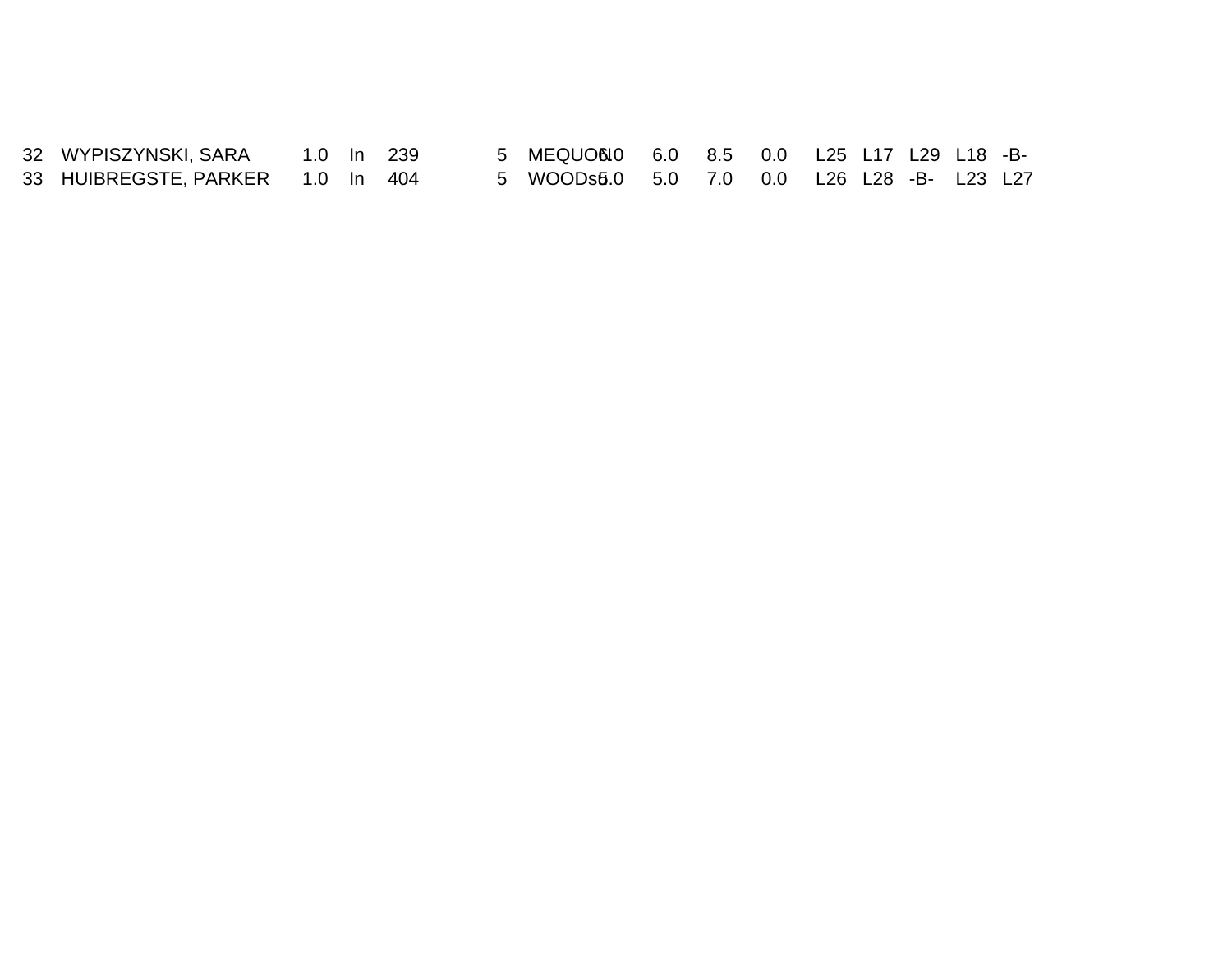| | | | | | | | | | | | | | | | | | |
|---|---|---|---|---|---|---|---|---|---|---|---|---|---|---|---|---|---|
| 32 | WYPISZYNSKI, SARA | 1.0 | In | 239 | | 5 | MEQUON | 6.0 | 6.0 | 8.5 | 0.0 | L25 | L17 | L29 | L18 | -B- |
| 33 | HUIBREGSTE, PARKER | 1.0 | In | 404 | | 5 | WOODs | 5.0 | 5.0 | 7.0 | 0.0 | L26 | L28 | -B- | L23 | L27 |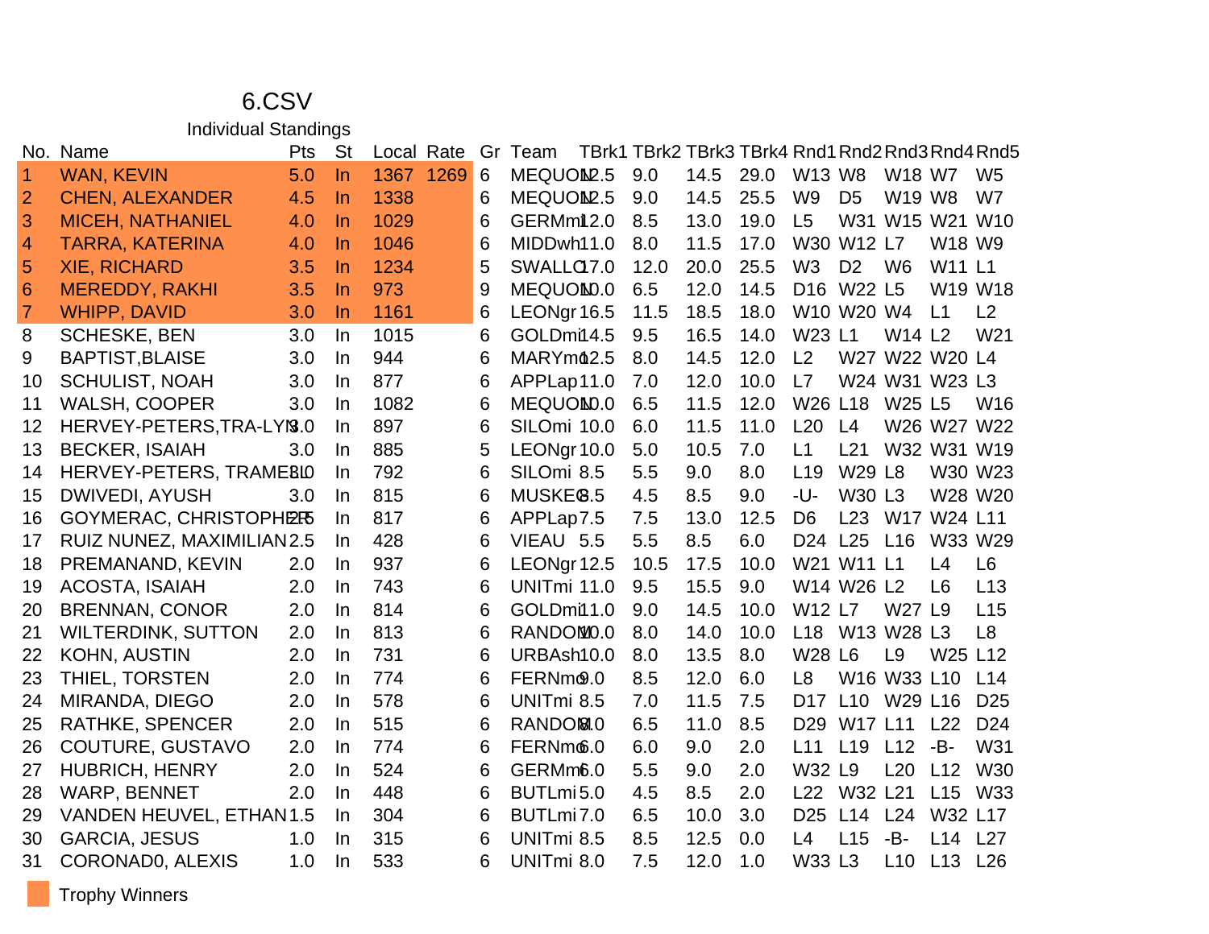# 6.CSV

## Individual Standings

| No. | Name | Pts | St | Local | Rate | Gr | Team | TBrk1 | TBrk2 | TBrk3 | TBrk4 | Rnd1 | Rnd2 | Rnd3 | Rnd4 | Rnd5 |
|---|---|---|---|---|---|---|---|---|---|---|---|---|---|---|---|---|
| 1 | WAN, KEVIN | 5.0 | In | 1367 | 1269 | 6 | MEQUON | 12.5 | 9.0 | 14.5 | 29.0 | W13 | W8 | W18 | W7 | W5 |
| 2 | CHEN, ALEXANDER | 4.5 | In | 1338 | | 6 | MEQUON | 12.5 | 9.0 | 14.5 | 25.5 | W9 | D5 | W19 | W8 | W7 |
| 3 | MICEH, NATHANIEL | 4.0 | In | 1029 | | 6 | GERMmi | 12.0 | 8.5 | 13.0 | 19.0 | L5 | W31 | W15 | W21 | W10 |
| 4 | TARRA, KATERINA | 4.0 | In | 1046 | | 6 | MIDDwh | 11.0 | 8.0 | 11.5 | 17.0 | W30 | W12 | L7 | W18 | W9 |
| 5 | XIE, RICHARD | 3.5 | In | 1234 | | 5 | SWALLO | 17.0 | 12.0 | 20.0 | 25.5 | W3 | D2 | W6 | W11 | L1 |
| 6 | MEREDDY, RAKHI | 3.5 | In | 973 | | 9 | MEQUON | 10.0 | 6.5 | 12.0 | 14.5 | D16 | W22 | L5 | W19 | W18 |
| 7 | WHIPP, DAVID | 3.0 | In | 1161 | | 6 | LEONgr | 16.5 | 11.5 | 18.5 | 18.0 | W10 | W20 | W4 | L1 | L2 |
| 8 | SCHESKE, BEN | 3.0 | In | 1015 | | 6 | GOLDmi | 14.5 | 9.5 | 16.5 | 14.0 | W23 | L1 | W14 | L2 | W21 |
| 9 | BAPTIST,BLAISE | 3.0 | In | 944 | | 6 | MARYmo | 12.5 | 8.0 | 14.5 | 12.0 | L2 | W27 | W22 | W20 | L4 |
| 10 | SCHULIST, NOAH | 3.0 | In | 877 | | 6 | APPLap | 11.0 | 7.0 | 12.0 | 10.0 | L7 | W24 | W31 | W23 | L3 |
| 11 | WALSH, COOPER | 3.0 | In | 1082 | | 6 | MEQUON | 10.0 | 6.5 | 11.5 | 12.0 | W26 | L18 | W25 | L5 | W16 |
| 12 | HERVEY-PETERS,TRA-LYN | 3.0 | In | 897 | | 6 | SILOmi | 10.0 | 6.0 | 11.5 | 11.0 | L20 | L4 | W26 | W27 | W22 |
| 13 | BECKER, ISAIAH | 3.0 | In | 885 | | 5 | LEONgr | 10.0 | 5.0 | 10.5 | 7.0 | L1 | L21 | W32 | W31 | W19 |
| 14 | HERVEY-PETERS, TRAMELL | 3.0 | In | 792 | | 6 | SILOmi | 8.5 | 5.5 | 9.0 | 8.0 | L19 | W29 | L8 | W30 | W23 |
| 15 | DWIVEDI, AYUSH | 3.0 | In | 815 | | 6 | MUSKEG | 8.5 | 4.5 | 8.5 | 9.0 | -U- | W30 | L3 | W28 | W20 |
| 16 | GOYMERAC, CHRISTOPHER | 2.5 | In | 817 | | 6 | APPLap | 7.5 | 7.5 | 13.0 | 12.5 | D6 | L23 | W17 | W24 | L11 |
| 17 | RUIZ NUNEZ, MAXIMILIAN | 2.5 | In | 428 | | 6 | VIEAU | 5.5 | 5.5 | 8.5 | 6.0 | D24 | L25 | L16 | W33 | W29 |
| 18 | PREMANAND, KEVIN | 2.0 | In | 937 | | 6 | LEONgr | 12.5 | 10.5 | 17.5 | 10.0 | W21 | W11 | L1 | L4 | L6 |
| 19 | ACOSTA, ISAIAH | 2.0 | In | 743 | | 6 | UNITmi | 11.0 | 9.5 | 15.5 | 9.0 | W14 | W26 | L2 | L6 | L13 |
| 20 | BRENNAN, CONOR | 2.0 | In | 814 | | 6 | GOLDmi | 11.0 | 9.0 | 14.5 | 10.0 | W12 | L7 | W27 | L9 | L15 |
| 21 | WILTERDINK, SUTTON | 2.0 | In | 813 | | 6 | RANDOM | 10.0 | 8.0 | 14.0 | 10.0 | L18 | W13 | W28 | L3 | L8 |
| 22 | KOHN, AUSTIN | 2.0 | In | 731 | | 6 | URBAsh | 10.0 | 8.0 | 13.5 | 8.0 | W28 | L6 | L9 | W25 | L12 |
| 23 | THIEL, TORSTEN | 2.0 | In | 774 | | 6 | FERNmo | 9.0 | 8.5 | 12.0 | 6.0 | L8 | W16 | W33 | L10 | L14 |
| 24 | MIRANDA, DIEGO | 2.0 | In | 578 | | 6 | UNITmi | 8.5 | 7.0 | 11.5 | 7.5 | D17 | L10 | W29 | L16 | D25 |
| 25 | RATHKE, SPENCER | 2.0 | In | 515 | | 6 | RANDOM | 8.0 | 6.5 | 11.0 | 8.5 | D29 | W17 | L11 | L22 | D24 |
| 26 | COUTURE, GUSTAVO | 2.0 | In | 774 | | 6 | FERNmo | 6.0 | 6.0 | 9.0 | 2.0 | L11 | L19 | L12 | -B- | W31 |
| 27 | HUBRICH, HENRY | 2.0 | In | 524 | | 6 | GERMmi | 6.0 | 5.5 | 9.0 | 2.0 | W32 | L9 | L20 | L12 | W30 |
| 28 | WARP, BENNET | 2.0 | In | 448 | | 6 | BUTLmi | 5.0 | 4.5 | 8.5 | 2.0 | L22 | W32 | L21 | L15 | W33 |
| 29 | VANDEN HEUVEL, ETHAN | 1.5 | In | 304 | | 6 | BUTLmi | 7.0 | 6.5 | 10.0 | 3.0 | D25 | L14 | L24 | W32 | L17 |
| 30 | GARCIA, JESUS | 1.0 | In | 315 | | 6 | UNITmi | 8.5 | 8.5 | 12.5 | 0.0 | L4 | L15 | -B- | L14 | L27 |
| 31 | CORONAD0, ALEXIS | 1.0 | In | 533 | | 6 | UNITmi | 8.0 | 7.5 | 12.0 | 1.0 | W33 | L3 | L10 | L13 | L26 |

Trophy Winners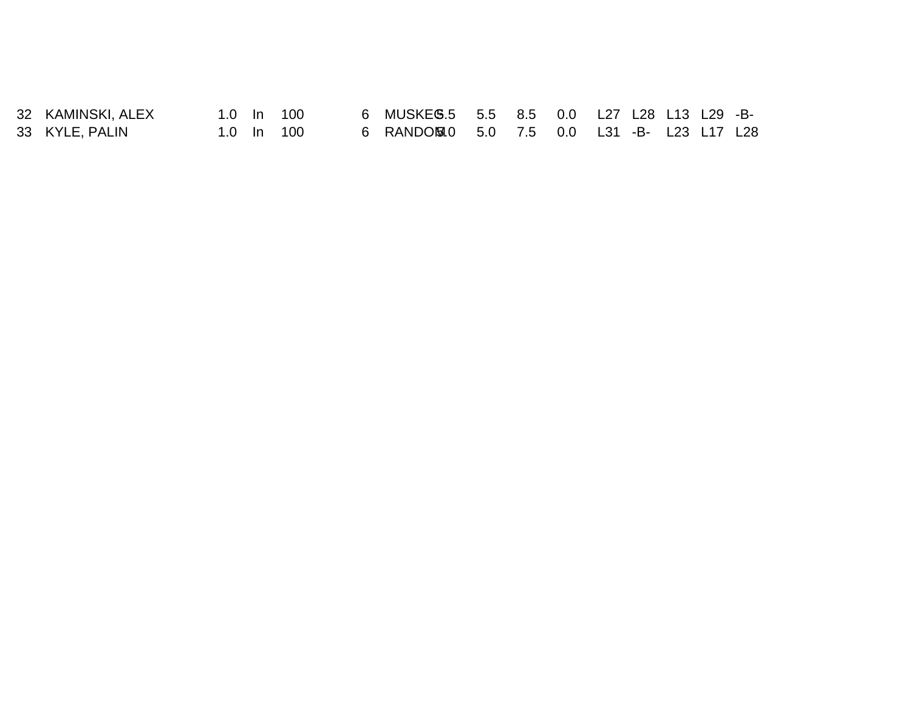| | | | | | | | | | | | | | | | | |
|---|---|---|---|---|---|---|---|---|---|---|---|---|---|---|---|---|
| 32 | KAMINSKI, ALEX | 1.0 | In | 100 | 6 | MUSKEG | 5.5 | 5.5 | 8.5 | 0.0 | L27 | L28 | L13 | L29 | -B- | |
| 33 | KYLE, PALIN | 1.0 | In | 100 | 6 | RANDOM | 5.0 | 5.0 | 7.5 | 0.0 | L31 | -B- | L23 | L17 | L28 | |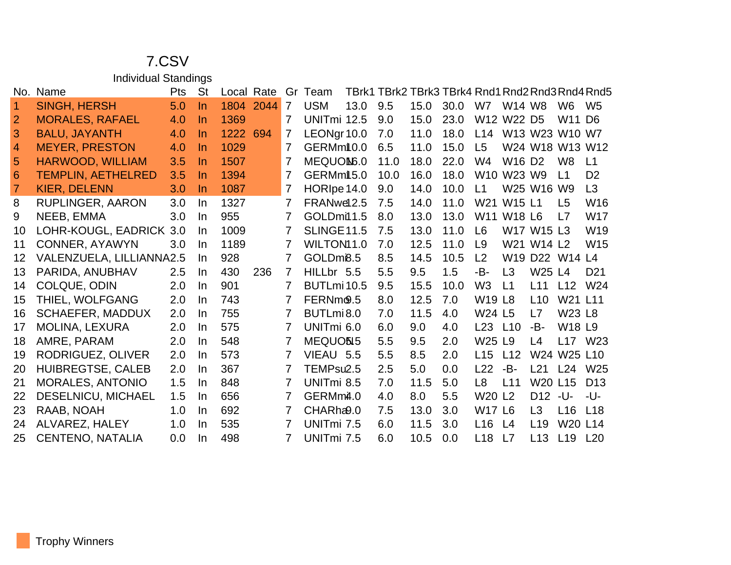# 7.CSV

Individual Standings

| No. | Name | Pts | St | Local | Rate | Gr | Team | TBrk1 | TBrk2 | TBrk3 | TBrk4 | Rnd1 | Rnd2 | Rnd3 | Rnd4 | Rnd5 |
|---|---|---|---|---|---|---|---|---|---|---|---|---|---|---|---|---|
| 1 | SINGH, HERSH | 5.0 | In | 1804 | 2044 | 7 | USM | 13.0 | 9.5 | 15.0 | 30.0 | W7 | W14 | W8 | W6 | W5 |
| 2 | MORALES, RAFAEL | 4.0 | In | 1369 | | 7 | UNITmi | 12.5 | 9.0 | 15.0 | 23.0 | W12 | W22 | D5 | W11 | D6 |
| 3 | BALU, JAYANTH | 4.0 | In | 1222 | 694 | 7 | LEONgr | 10.0 | 7.0 | 11.0 | 18.0 | L14 | W13 | W23 | W10 | W7 |
| 4 | MEYER, PRESTON | 4.0 | In | 1029 | | 7 | GERMmi | 10.0 | 6.5 | 11.0 | 15.0 | L5 | W24 | W18 | W13 | W12 |
| 5 | HARWOOD, WILLIAM | 3.5 | In | 1507 | | 7 | MEQUON | 16.0 | 11.0 | 18.0 | 22.0 | W4 | W16 | D2 | W8 | L1 |
| 6 | TEMPLIN, AETHELRED | 3.5 | In | 1394 | | 7 | GERMmi | 15.0 | 10.0 | 16.0 | 18.0 | W10 | W23 | W9 | L1 | D2 |
| 7 | KIER, DELENN | 3.0 | In | 1087 | | 7 | HORIpe | 14.0 | 9.0 | 14.0 | 10.0 | L1 | W25 | W16 | W9 | L3 |
| 8 | RUPLINGER, AARON | 3.0 | In | 1327 | | 7 | FRANwe | 12.5 | 7.5 | 14.0 | 11.0 | W21 | W15 | L1 | L5 | W16 |
| 9 | NEEB, EMMA | 3.0 | In | 955 | | 7 | GOLDmi | 11.5 | 8.0 | 13.0 | 13.0 | W11 | W18 | L6 | L7 | W17 |
| 10 | LOHR-KOUGL, EADRICK | 3.0 | In | 1009 | | 7 | SLINGE | 11.5 | 7.5 | 13.0 | 11.0 | L6 | W17 | W15 | L3 | W19 |
| 11 | CONNER, AYAWYN | 3.0 | In | 1189 | | 7 | WILTON | 11.0 | 7.0 | 12.5 | 11.0 | L9 | W21 | W14 | L2 | W15 |
| 12 | VALENZUELA, LILLIANNA | 2.5 | In | 928 | | 7 | GOLDmi | 8.5 | 8.5 | 14.5 | 10.5 | L2 | W19 | D22 | W14 | L4 |
| 13 | PARIDA, ANUBHAV | 2.5 | In | 430 | 236 | 7 | HILLbr | 5.5 | 5.5 | 9.5 | 1.5 | -B- | L3 | W25 | L4 | D21 |
| 14 | COLQUE, ODIN | 2.0 | In | 901 | | 7 | BUTLmi | 10.5 | 9.5 | 15.5 | 10.0 | W3 | L1 | L11 | L12 | W24 |
| 15 | THIEL, WOLFGANG | 2.0 | In | 743 | | 7 | FERNmo | 9.5 | 8.0 | 12.5 | 7.0 | W19 | L8 | L10 | W21 | L11 |
| 16 | SCHAEFER, MADDUX | 2.0 | In | 755 | | 7 | BUTLmi | 8.0 | 7.0 | 11.5 | 4.0 | W24 | L5 | L7 | W23 | L8 |
| 17 | MOLINA, LEXURA | 2.0 | In | 575 | | 7 | UNITmi | 6.0 | 6.0 | 9.0 | 4.0 | L23 | L10 | -B- | W18 | L9 |
| 18 | AMRE, PARAM | 2.0 | In | 548 | | 7 | MEQUON | 5.5 | 5.5 | 9.5 | 2.0 | W25 | L9 | L4 | L17 | W23 |
| 19 | RODRIGUEZ, OLIVER | 2.0 | In | 573 | | 7 | VIEAU | 5.5 | 5.5 | 8.5 | 2.0 | L15 | L12 | W24 | W25 | L10 |
| 20 | HUIBREGTSE, CALEB | 2.0 | In | 367 | | 7 | TEMPsu | 2.5 | 2.5 | 5.0 | 0.0 | L22 | -B- | L21 | L24 | W25 |
| 21 | MORALES, ANTONIO | 1.5 | In | 848 | | 7 | UNITmi | 8.5 | 7.0 | 11.5 | 5.0 | L8 | L11 | W20 | L15 | D13 |
| 22 | DESELNICU, MICHAEL | 1.5 | In | 656 | | 7 | GERMmi | 4.0 | 4.0 | 8.0 | 5.5 | W20 | L2 | D12 | -U- | -U- |
| 23 | RAAB, NOAH | 1.0 | In | 692 | | 7 | CHARha | 9.0 | 7.5 | 13.0 | 3.0 | W17 | L6 | L3 | L16 | L18 |
| 24 | ALVAREZ, HALEY | 1.0 | In | 535 | | 7 | UNITmi | 7.5 | 6.0 | 11.5 | 3.0 | L16 | L4 | L19 | W20 | L14 |
| 25 | CENTENO, NATALIA | 0.0 | In | 498 | | 7 | UNITmi | 7.5 | 6.0 | 10.5 | 0.0 | L18 | L7 | L13 | L19 | L20 |

Trophy Winners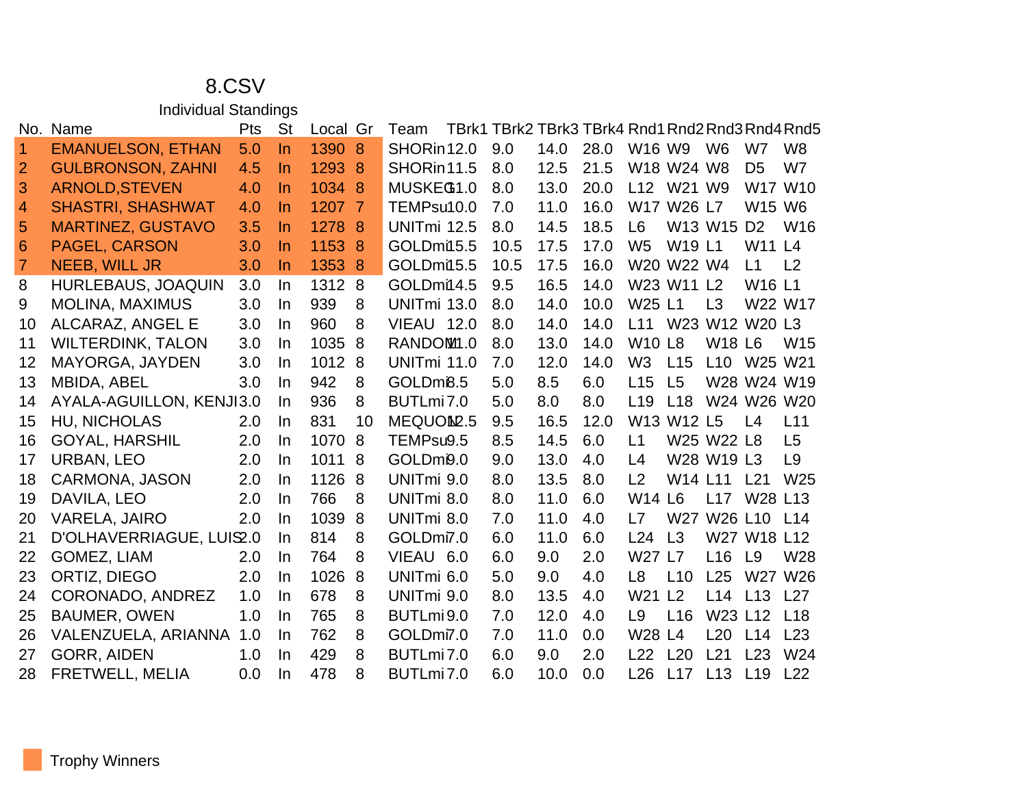# 8.CSV

## Individual Standings

| No. | Name | Pts | St | Local | Gr | Team | TBrk1 | TBrk2 | TBrk3 | TBrk4 | Rnd1 | Rnd2 | Rnd3 | Rnd4 | Rnd5 |
|---|---|---|---|---|---|---|---|---|---|---|---|---|---|---|---|
| 1 | EMANUELSON, ETHAN | 5.0 | In | 1390 | 8 | SHORin | 12.0 | 9.0 | 14.0 | 28.0 | W16 | W9 | W6 | W7 | W8 |
| 2 | GULBRONSON, ZAHNI | 4.5 | In | 1293 | 8 | SHORin | 11.5 | 8.0 | 12.5 | 21.5 | W18 | W24 | W8 | D5 | W7 |
| 3 | ARNOLD,STEVEN | 4.0 | In | 1034 | 8 | MUSKEG | 11.0 | 8.0 | 13.0 | 20.0 | L12 | W21 | W9 | W17 | W10 |
| 4 | SHASTRI, SHASHWAT | 4.0 | In | 1207 | 7 | TEMPsu | 10.0 | 7.0 | 11.0 | 16.0 | W17 | W26 | L7 | W15 | W6 |
| 5 | MARTINEZ, GUSTAVO | 3.5 | In | 1278 | 8 | UNITmi | 12.5 | 8.0 | 14.5 | 18.5 | L6 | W13 | W15 | D2 | W16 |
| 6 | PAGEL, CARSON | 3.0 | In | 1153 | 8 | GOLDmi | 15.5 | 10.5 | 17.5 | 17.0 | W5 | W19 | L1 | W11 | L4 |
| 7 | NEEB, WILL JR | 3.0 | In | 1353 | 8 | GOLDmi | 15.5 | 10.5 | 17.5 | 16.0 | W20 | W22 | W4 | L1 | L2 |
| 8 | HURLEBAUS, JOAQUIN | 3.0 | In | 1312 | 8 | GOLDmi | 14.5 | 9.5 | 16.5 | 14.0 | W23 | W11 | L2 | W16 | L1 |
| 9 | MOLINA, MAXIMUS | 3.0 | In | 939 | 8 | UNITmi | 13.0 | 8.0 | 14.0 | 10.0 | W25 | L1 | L3 | W22 | W17 |
| 10 | ALCARAZ, ANGEL E | 3.0 | In | 960 | 8 | VIEAU | 12.0 | 8.0 | 14.0 | 14.0 | L11 | W23 | W12 | W20 | L3 |
| 11 | WILTERDINK, TALON | 3.0 | In | 1035 | 8 | RANDOM | 11.0 | 8.0 | 13.0 | 14.0 | W10 | L8 | W18 | L6 | W15 |
| 12 | MAYORGA, JAYDEN | 3.0 | In | 1012 | 8 | UNITmi | 11.0 | 7.0 | 12.0 | 14.0 | W3 | L15 | L10 | W25 | W21 |
| 13 | MBIDA, ABEL | 3.0 | In | 942 | 8 | GOLDmi | 8.5 | 5.0 | 8.5 | 6.0 | L15 | L5 | W28 | W24 | W19 |
| 14 | AYALA-AGUILLON, KENJI | 3.0 | In | 936 | 8 | BUTLmi | 7.0 | 5.0 | 8.0 | 8.0 | L19 | L18 | W24 | W26 | W20 |
| 15 | HU, NICHOLAS | 2.0 | In | 831 | 10 | MEQUON | 12.5 | 9.5 | 16.5 | 12.0 | W13 | W12 | L5 | L4 | L11 |
| 16 | GOYAL, HARSHIL | 2.0 | In | 1070 | 8 | TEMPsu | 9.5 | 8.5 | 14.5 | 6.0 | L1 | W25 | W22 | L8 | L5 |
| 17 | URBAN, LEO | 2.0 | In | 1011 | 8 | GOLDmi | 9.0 | 9.0 | 13.0 | 4.0 | L4 | W28 | W19 | L3 | L9 |
| 18 | CARMONA, JASON | 2.0 | In | 1126 | 8 | UNITmi | 9.0 | 8.0 | 13.5 | 8.0 | L2 | W14 | L11 | L21 | W25 |
| 19 | DAVILA, LEO | 2.0 | In | 766 | 8 | UNITmi | 8.0 | 8.0 | 11.0 | 6.0 | W14 | L6 | L17 | W28 | L13 |
| 20 | VARELA, JAIRO | 2.0 | In | 1039 | 8 | UNITmi | 8.0 | 7.0 | 11.0 | 4.0 | L7 | W27 | W26 | L10 | L14 |
| 21 | D'OLHAVERRIAGUE, LUIS | 2.0 | In | 814 | 8 | GOLDmi | 7.0 | 6.0 | 11.0 | 6.0 | L24 | L3 | W27 | W18 | L12 |
| 22 | GOMEZ, LIAM | 2.0 | In | 764 | 8 | VIEAU | 6.0 | 6.0 | 9.0 | 2.0 | W27 | L7 | L16 | L9 | W28 |
| 23 | ORTIZ, DIEGO | 2.0 | In | 1026 | 8 | UNITmi | 6.0 | 5.0 | 9.0 | 4.0 | L8 | L10 | L25 | W27 | W26 |
| 24 | CORONADO, ANDREZ | 1.0 | In | 678 | 8 | UNITmi | 9.0 | 8.0 | 13.5 | 4.0 | W21 | L2 | L14 | L13 | L27 |
| 25 | BAUMER, OWEN | 1.0 | In | 765 | 8 | BUTLmi | 9.0 | 7.0 | 12.0 | 4.0 | L9 | L16 | W23 | L12 | L18 |
| 26 | VALENZUELA, ARIANNA | 1.0 | In | 762 | 8 | GOLDmi | 7.0 | 7.0 | 11.0 | 0.0 | W28 | L4 | L20 | L14 | L23 |
| 27 | GORR, AIDEN | 1.0 | In | 429 | 8 | BUTLmi | 7.0 | 6.0 | 9.0 | 2.0 | L22 | L20 | L21 | L23 | W24 |
| 28 | FRETWELL, MELIA | 0.0 | In | 478 | 8 | BUTLmi | 7.0 | 6.0 | 10.0 | 0.0 | L26 | L17 | L13 | L19 | L22 |

Trophy Winners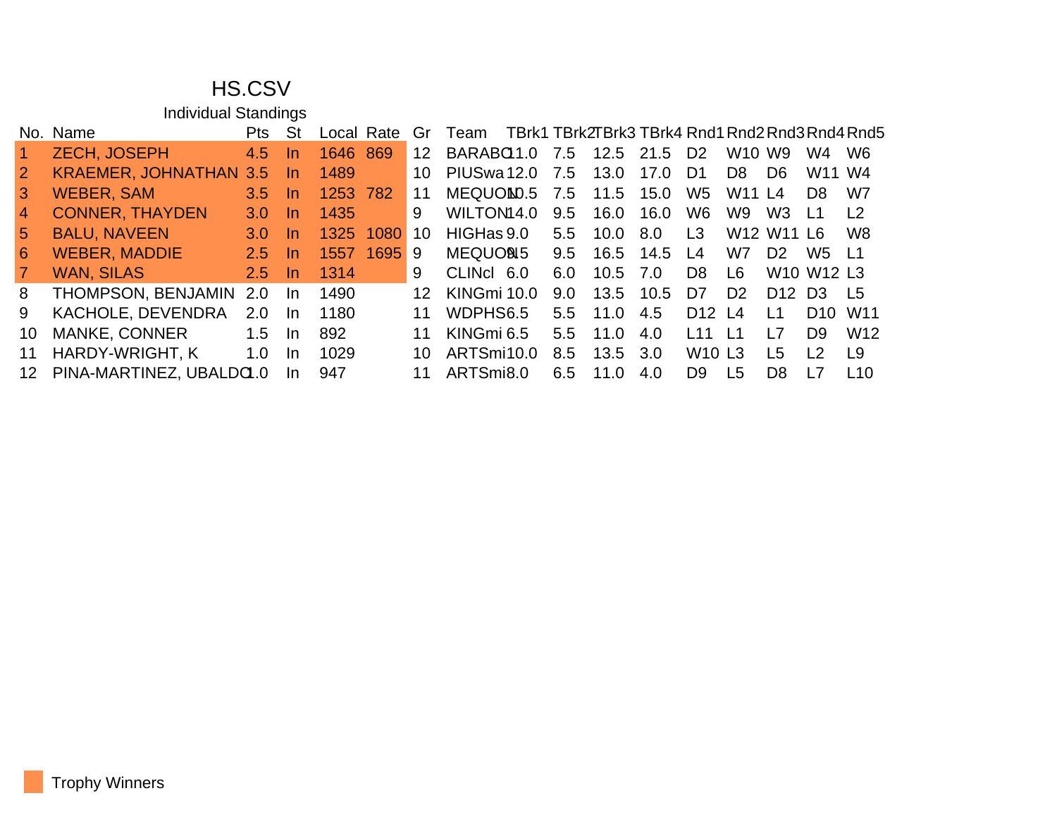# HS.CSV

## Individual Standings

| No. | Name | Pts | St | Local | Rate | Gr | Team | TBrk1 | TBrk2 | TBrk3 | TBrk4 | Rnd1 | Rnd2 | Rnd3 | Rnd4 | Rnd5 |
|---|---|---|---|---|---|---|---|---|---|---|---|---|---|---|---|---|
| 1 | ZECH, JOSEPH | 4.5 | In | 1646 | 869 | 12 | BARABO | 11.0 | 7.5 | 12.5 | 21.5 | D2 | W10 | W9 | W4 | W6 |
| 2 | KRAEMER, JOHNATHAN | 3.5 | In | 1489 | | 10 | PIUSwa | 12.0 | 7.5 | 13.0 | 17.0 | D1 | D8 | D6 | W11 | W4 |
| 3 | WEBER, SAM | 3.5 | In | 1253 | 782 | 11 | MEQUON | 10.5 | 7.5 | 11.5 | 15.0 | W5 | W11 | L4 | D8 | W7 |
| 4 | CONNER, THAYDEN | 3.0 | In | 1435 | | 9 | WILTON | 14.0 | 9.5 | 16.0 | 16.0 | W6 | W9 | W3 | L1 | L2 |
| 5 | BALU, NAVEEN | 3.0 | In | 1325 | 1080 | 10 | HIGHas | 9.0 | 5.5 | 10.0 | 8.0 | L3 | W12 | W11 | L6 | W8 |
| 6 | WEBER, MADDIE | 2.5 | In | 1557 | 1695 | 9 | MEQUON | 9.5 | 9.5 | 16.5 | 14.5 | L4 | W7 | D2 | W5 | L1 |
| 7 | WAN, SILAS | 2.5 | In | 1314 | | 9 | CLINcl | 6.0 | 6.0 | 10.5 | 7.0 | D8 | L6 | W10 | W12 | L3 |
| 8 | THOMPSON, BENJAMIN | 2.0 | In | 1490 | | 12 | KINGmi | 10.0 | 9.0 | 13.5 | 10.5 | D7 | D2 | D12 | D3 | L5 |
| 9 | KACHOLE, DEVENDRA | 2.0 | In | 1180 | | 11 | WDPHS | 6.5 | 5.5 | 11.0 | 4.5 | D12 | L4 | L1 | D10 | W11 |
| 10 | MANKE, CONNER | 1.5 | In | 892 | | 11 | KINGmi | 6.5 | 5.5 | 11.0 | 4.0 | L11 | L1 | L7 | D9 | W12 |
| 11 | HARDY-WRIGHT, K | 1.0 | In | 1029 | | 10 | ARTSmi | 10.0 | 8.5 | 13.5 | 3.0 | W10 | L3 | L5 | L2 | L9 |
| 12 | PINA-MARTINEZ, UBALDO | 1.0 | In | 947 | | 11 | ARTSmi | 8.0 | 6.5 | 11.0 | 4.0 | D9 | L5 | D8 | L7 | L10 |

Trophy Winners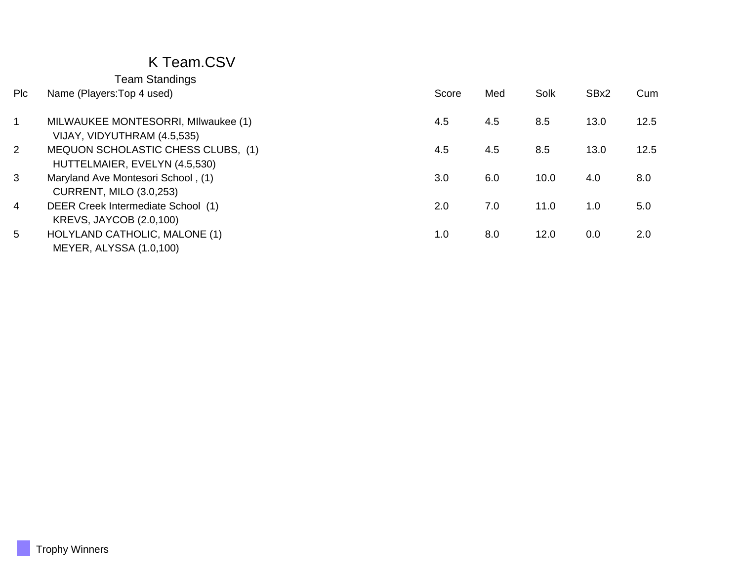# K Team.CSV

## Team Standings

| Plc | Name (Players:Top 4 used) | Score | Med | Solk | SBx2 | Cum |
|---|---|---|---|---|---|---|
| 1 | MILWAUKEE MONTESORRI, MIlwaukee (1) | 4.5 | 4.5 | 8.5 | 13.0 | 12.5 |
| | VIJAY, VIDYUTHRAM (4.5,535) | | | | | |
| 2 | MEQUON SCHOLASTIC CHESS CLUBS, (1) | 4.5 | 4.5 | 8.5 | 13.0 | 12.5 |
| | HUTTELMAIER, EVELYN (4.5,530) | | | | | |
| 3 | Maryland Ave Montesori School , (1) | 3.0 | 6.0 | 10.0 | 4.0 | 8.0 |
| | CURRENT, MILO (3.0,253) | | | | | |
| 4 | DEER Creek Intermediate School (1) | 2.0 | 7.0 | 11.0 | 1.0 | 5.0 |
| | KREVS, JAYCOB (2.0,100) | | | | | |
| 5 | HOLYLAND CATHOLIC, MALONE (1) | 1.0 | 8.0 | 12.0 | 0.0 | 2.0 |
| | MEYER, ALYSSA (1.0,100) | | | | | |

Trophy Winners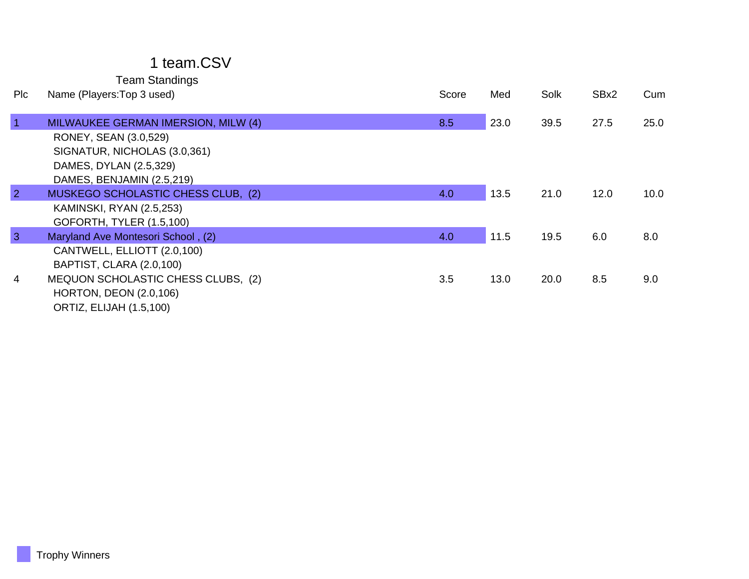# 1 team.CSV

## Team Standings

| Plc | Name (Players:Top 3 used) | Score | Med | Solk | SBx2 | Cum |
|---|---|---|---|---|---|---|
| 1 | MILWAUKEE GERMAN IMERSION, MILW (4) | 8.5 | 23.0 | 39.5 | 27.5 | 25.0 |
| | RONEY, SEAN (3.0,529) | | | | | |
| | SIGNATUR, NICHOLAS (3.0,361) | | | | | |
| | DAMES, DYLAN (2.5,329) | | | | | |
| | DAMES, BENJAMIN (2.5,219) | | | | | |
| 2 | MUSKEGO SCHOLASTIC CHESS CLUB, (2) | 4.0 | 13.5 | 21.0 | 12.0 | 10.0 |
| | KAMINSKI, RYAN (2.5,253) | | | | | |
| | GOFORTH, TYLER (1.5,100) | | | | | |
| 3 | Maryland Ave Montesori School , (2) | 4.0 | 11.5 | 19.5 | 6.0 | 8.0 |
| | CANTWELL, ELLIOTT (2.0,100) | | | | | |
| | BAPTIST, CLARA (2.0,100) | | | | | |
| 4 | MEQUON SCHOLASTIC CHESS CLUBS, (2) | 3.5 | 13.0 | 20.0 | 8.5 | 9.0 |
| | HORTON, DEON (2.0,106) | | | | | |
| | ORTIZ, ELIJAH (1.5,100) | | | | | |

Trophy Winners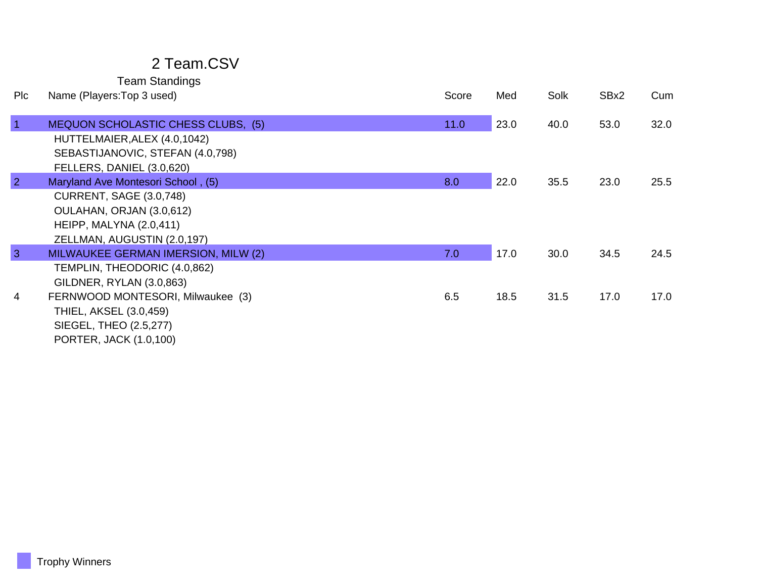# 2 Team.CSV

## Team Standings

| Plc | Name (Players:Top 3 used) | Score | Med | Solk | SBx2 | Cum |
|---|---|---|---|---|---|---|
| 1 | MEQUON SCHOLASTIC CHESS CLUBS, (5) | 11.0 | 23.0 | 40.0 | 53.0 | 32.0 |
| | HUTTELMAIER,ALEX (4.0,1042) | | | | | |
| | SEBASTIJANOVIC, STEFAN (4.0,798) | | | | | |
| | FELLERS, DANIEL (3.0,620) | | | | | |
| 2 | Maryland Ave Montesori School , (5) | 8.0 | 22.0 | 35.5 | 23.0 | 25.5 |
| | CURRENT, SAGE (3.0,748) | | | | | |
| | OULAHAN, ORJAN (3.0,612) | | | | | |
| | HEIPP, MALYNA (2.0,411) | | | | | |
| | ZELLMAN, AUGUSTIN (2.0,197) | | | | | |
| 3 | MILWAUKEE GERMAN IMERSION, MILW (2) | 7.0 | 17.0 | 30.0 | 34.5 | 24.5 |
| | TEMPLIN, THEODORIC (4.0,862) | | | | | |
| | GILDNER, RYLAN (3.0,863) | | | | | |
| 4 | FERNWOOD MONTESORI, Milwaukee (3) | 6.5 | 18.5 | 31.5 | 17.0 | 17.0 |
| | THIEL, AKSEL (3.0,459) | | | | | |
| | SIEGEL, THEO (2.5,277) | | | | | |
| | PORTER, JACK (1.0,100) | | | | | |

Trophy Winners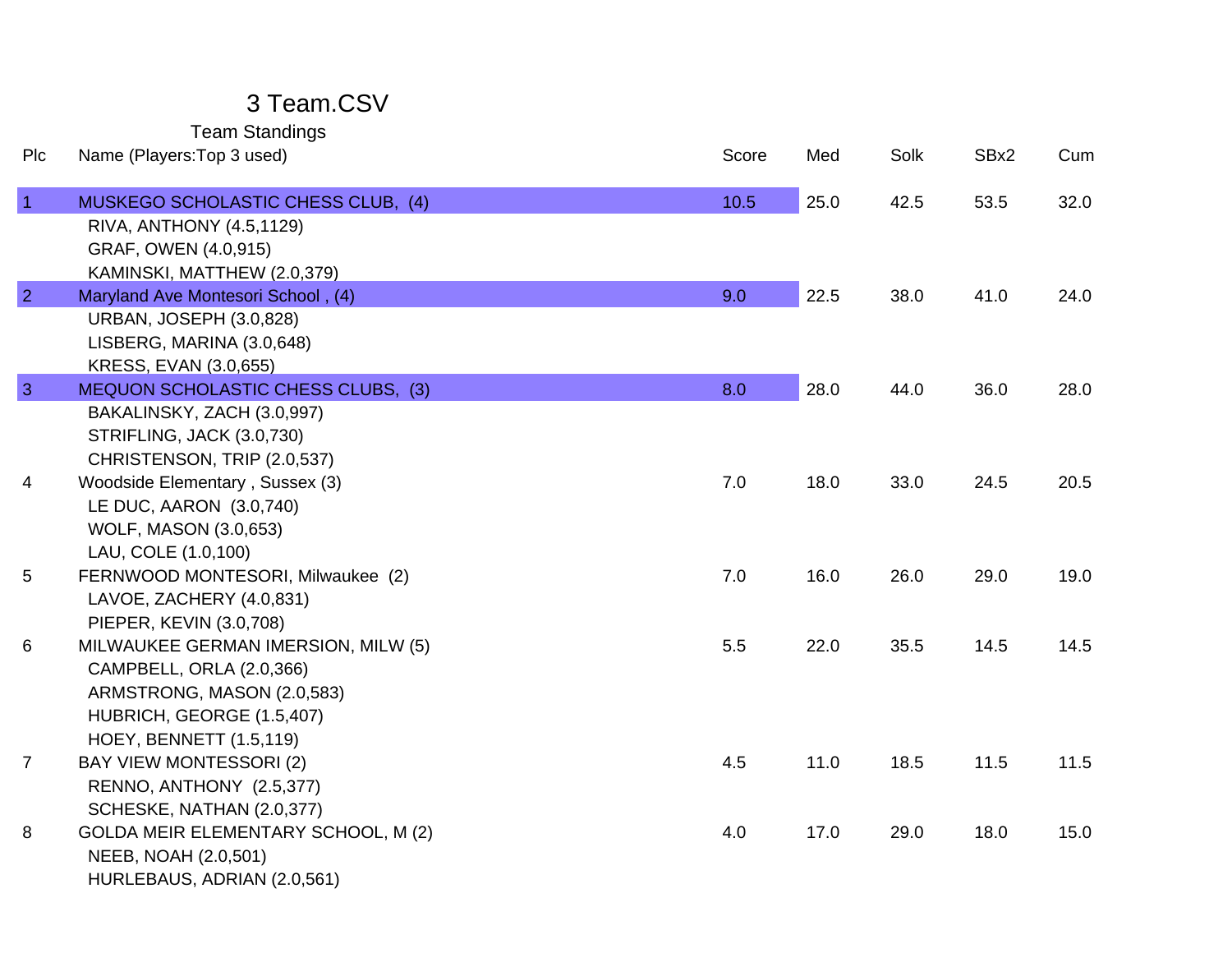# 3 Team.CSV

## Team Standings

| Plc | Name (Players:Top 3 used) | Score | Med | Solk | SBx2 | Cum |
|---|---|---|---|---|---|---|
| 1 | MUSKEGO SCHOLASTIC CHESS CLUB, (4) | 10.5 | 25.0 | 42.5 | 53.5 | 32.0 |
| | RIVA, ANTHONY (4.5,1129) | | | | | |
| | GRAF, OWEN (4.0,915) | | | | | |
| | KAMINSKI, MATTHEW (2.0,379) | | | | | |
| 2 | Maryland Ave Montesori School , (4) | 9.0 | 22.5 | 38.0 | 41.0 | 24.0 |
| | URBAN, JOSEPH (3.0,828) | | | | | |
| | LISBERG, MARINA (3.0,648) | | | | | |
| | KRESS, EVAN (3.0,655) | | | | | |
| 3 | MEQUON SCHOLASTIC CHESS CLUBS, (3) | 8.0 | 28.0 | 44.0 | 36.0 | 28.0 |
| | BAKALINSKY, ZACH (3.0,997) | | | | | |
| | STRIFLING, JACK (3.0,730) | | | | | |
| | CHRISTENSON, TRIP (2.0,537) | | | | | |
| 4 | Woodside Elementary , Sussex (3) | 7.0 | 18.0 | 33.0 | 24.5 | 20.5 |
| | LE DUC, AARON (3.0,740) | | | | | |
| | WOLF, MASON (3.0,653) | | | | | |
| | LAU, COLE (1.0,100) | | | | | |
| 5 | FERNWOOD MONTESORI, Milwaukee (2) | 7.0 | 16.0 | 26.0 | 29.0 | 19.0 |
| | LAVOE, ZACHERY (4.0,831) | | | | | |
| | PIEPER, KEVIN (3.0,708) | | | | | |
| 6 | MILWAUKEE GERMAN IMERSION, MILW (5) | 5.5 | 22.0 | 35.5 | 14.5 | 14.5 |
| | CAMPBELL, ORLA (2.0,366) | | | | | |
| | ARMSTRONG, MASON (2.0,583) | | | | | |
| | HUBRICH, GEORGE (1.5,407) | | | | | |
| | HOEY, BENNETT (1.5,119) | | | | | |
| 7 | BAY VIEW MONTESSORI (2) | 4.5 | 11.0 | 18.5 | 11.5 | 11.5 |
| | RENNO, ANTHONY (2.5,377) | | | | | |
| | SCHESKE, NATHAN (2.0,377) | | | | | |
| 8 | GOLDA MEIR ELEMENTARY SCHOOL, M (2) | 4.0 | 17.0 | 29.0 | 18.0 | 15.0 |
| | NEEB, NOAH (2.0,501) | | | | | |
| | HURLEBAUS, ADRIAN (2.0,561) | | | | | |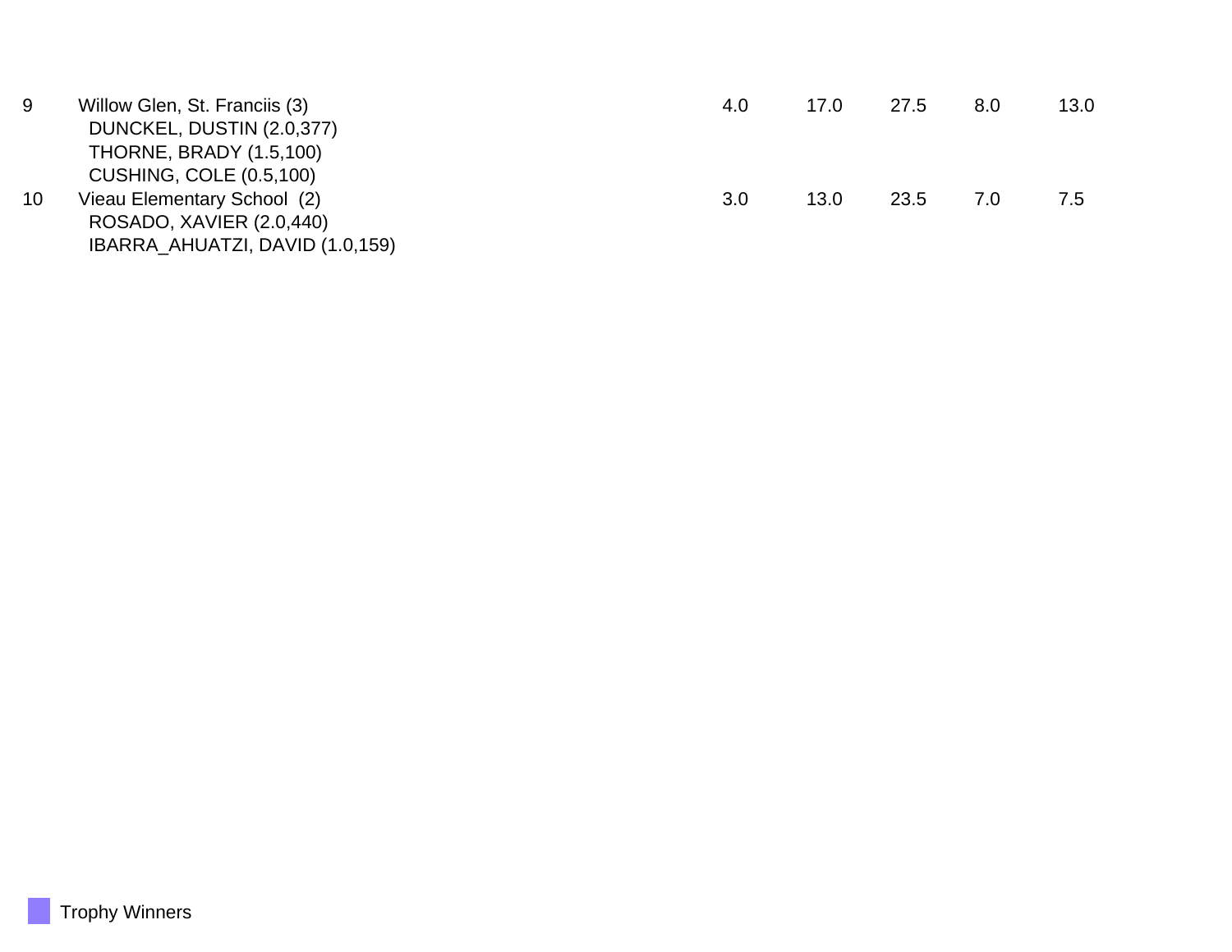| | | | | | | |
|---|---|---|---|---|---|---|
| 9 | Willow Glen, St. Franciis (3) | 4.0 | 17.0 | 27.5 | 8.0 | 13.0 |
| | DUNCKEL, DUSTIN (2.0,377) | | | | | |
| | THORNE, BRADY (1.5,100) | | | | | |
| | CUSHING, COLE (0.5,100) | | | | | |
| 10 | Vieau Elementary School (2) | 3.0 | 13.0 | 23.5 | 7.0 | 7.5 |
| | ROSADO, XAVIER (2.0,440) | | | | | |
| | IBARRA_AHUATZI, DAVID (1.0,159) | | | | | |

Trophy Winners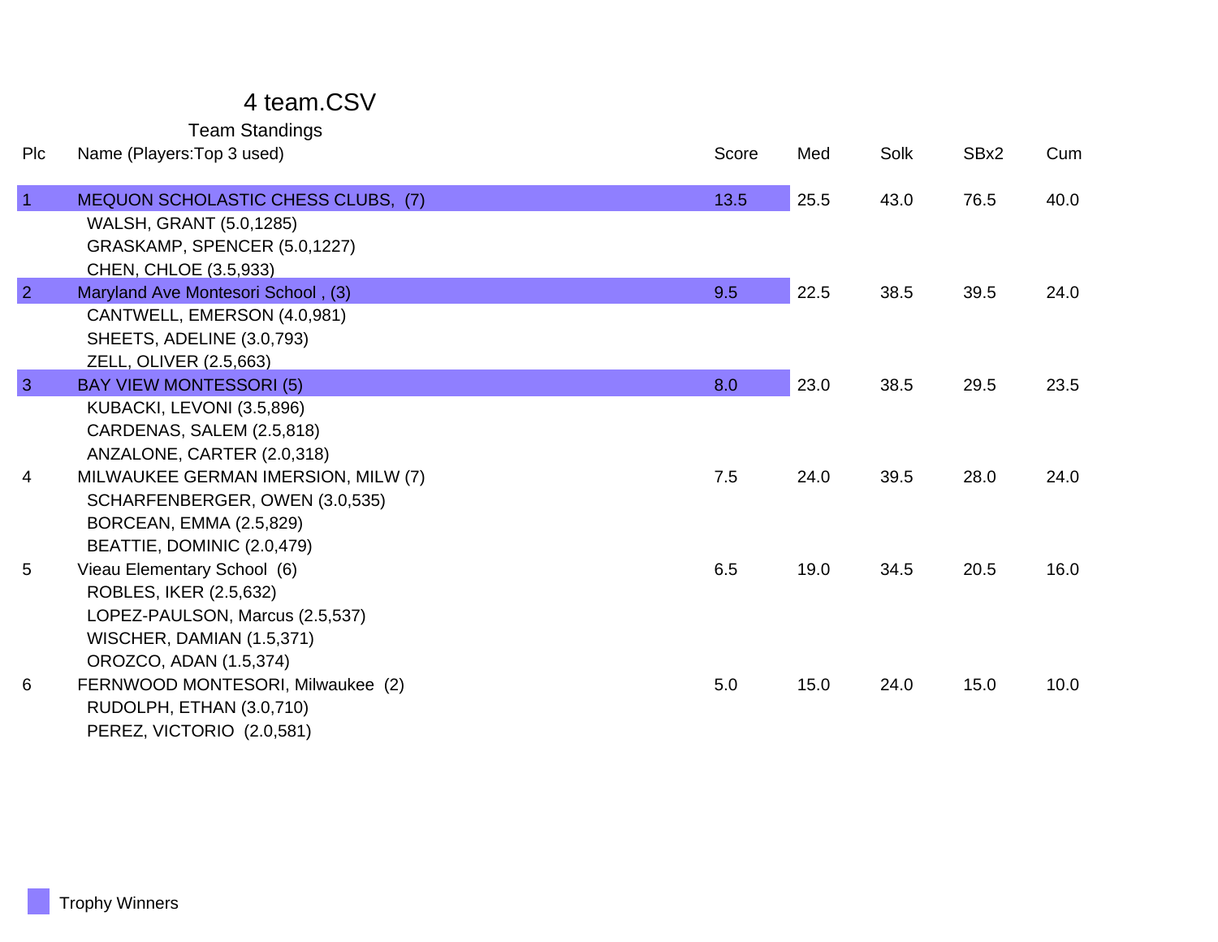# 4 team.CSV

## Team Standings

| Plc | Name (Players:Top 3 used) | Score | Med | Solk | SBx2 | Cum |
|---|---|---|---|---|---|---|
| 1 | MEQUON SCHOLASTIC CHESS CLUBS, (7) | 13.5 | 25.5 | 43.0 | 76.5 | 40.0 |
| | WALSH, GRANT (5.0,1285) | | | | | |
| | GRASKAMP, SPENCER (5.0,1227) | | | | | |
| | CHEN, CHLOE (3.5,933) | | | | | |
| 2 | Maryland Ave Montesori School , (3) | 9.5 | 22.5 | 38.5 | 39.5 | 24.0 |
| | CANTWELL, EMERSON (4.0,981) | | | | | |
| | SHEETS, ADELINE (3.0,793) | | | | | |
| | ZELL, OLIVER (2.5,663) | | | | | |
| 3 | BAY VIEW MONTESSORI (5) | 8.0 | 23.0 | 38.5 | 29.5 | 23.5 |
| | KUBACKI, LEVONI (3.5,896) | | | | | |
| | CARDENAS, SALEM (2.5,818) | | | | | |
| | ANZALONE, CARTER (2.0,318) | | | | | |
| 4 | MILWAUKEE GERMAN IMERSION, MILW (7) | 7.5 | 24.0 | 39.5 | 28.0 | 24.0 |
| | SCHARFENBERGER, OWEN (3.0,535) | | | | | |
| | BORCEAN, EMMA (2.5,829) | | | | | |
| | BEATTIE, DOMINIC (2.0,479) | | | | | |
| 5 | Vieau Elementary School (6) | 6.5 | 19.0 | 34.5 | 20.5 | 16.0 |
| | ROBLES, IKER (2.5,632) | | | | | |
| | LOPEZ-PAULSON, Marcus (2.5,537) | | | | | |
| | WISCHER, DAMIAN (1.5,371) | | | | | |
| | OROZCO, ADAN (1.5,374) | | | | | |
| 6 | FERNWOOD MONTESORI, Milwaukee (2) | 5.0 | 15.0 | 24.0 | 15.0 | 10.0 |
| | RUDOLPH, ETHAN (3.0,710) | | | | | |
| | PEREZ, VICTORIO (2.0,581) | | | | | |

Trophy Winners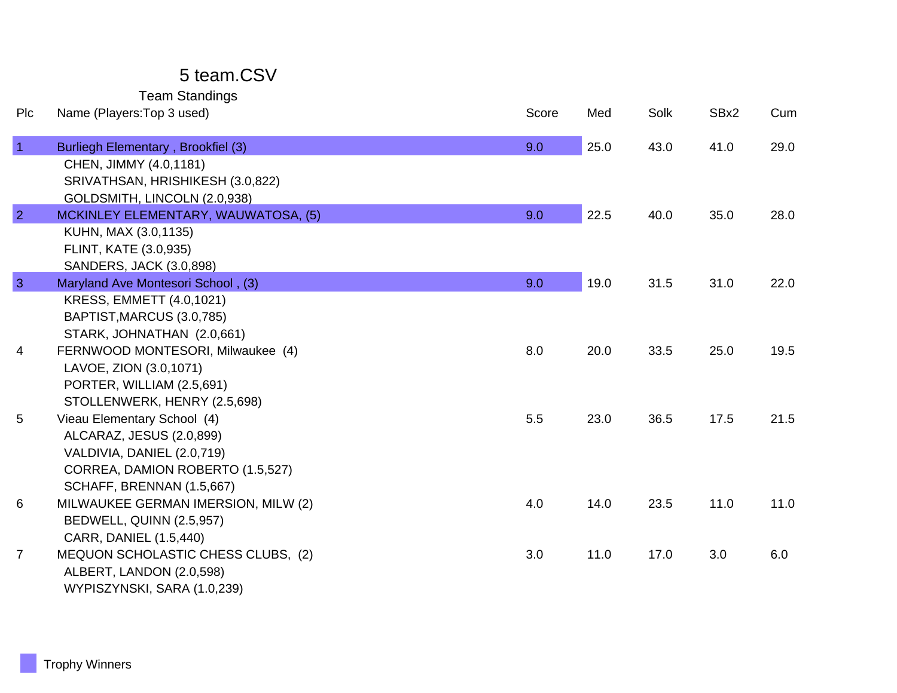# 5 team.CSV

## Team Standings

| Plc | Name (Players:Top 3 used) | Score | Med | Solk | SBx2 | Cum |
|---|---|---|---|---|---|---|
| 1 | Burliegh Elementary , Brookfiel (3) | 9.0 | 25.0 | 43.0 | 41.0 | 29.0 |
| | CHEN, JIMMY (4.0,1181) | | | | | |
| | SRIVATHSAN, HRISHIKESH (3.0,822) | | | | | |
| | GOLDSMITH, LINCOLN (2.0,938) | | | | | |
| 2 | MCKINLEY ELEMENTARY, WAUWATOSA, (5) | 9.0 | 22.5 | 40.0 | 35.0 | 28.0 |
| | KUHN, MAX (3.0,1135) | | | | | |
| | FLINT, KATE (3.0,935) | | | | | |
| | SANDERS, JACK (3.0,898) | | | | | |
| 3 | Maryland Ave Montesori School , (3) | 9.0 | 19.0 | 31.5 | 31.0 | 22.0 |
| | KRESS, EMMETT (4.0,1021) | | | | | |
| | BAPTIST,MARCUS (3.0,785) | | | | | |
| | STARK, JOHNATHAN (2.0,661) | | | | | |
| 4 | FERNWOOD MONTESORI, Milwaukee (4) | 8.0 | 20.0 | 33.5 | 25.0 | 19.5 |
| | LAVOE, ZION (3.0,1071) | | | | | |
| | PORTER, WILLIAM (2.5,691) | | | | | |
| | STOLLENWERK, HENRY (2.5,698) | | | | | |
| 5 | Vieau Elementary School (4) | 5.5 | 23.0 | 36.5 | 17.5 | 21.5 |
| | ALCARAZ, JESUS (2.0,899) | | | | | |
| | VALDIVIA, DANIEL (2.0,719) | | | | | |
| | CORREA, DAMION ROBERTO (1.5,527) | | | | | |
| | SCHAFF, BRENNAN (1.5,667) | | | | | |
| 6 | MILWAUKEE GERMAN IMERSION, MILW (2) | 4.0 | 14.0 | 23.5 | 11.0 | 11.0 |
| | BEDWELL, QUINN (2.5,957) | | | | | |
| | CARR, DANIEL (1.5,440) | | | | | |
| 7 | MEQUON SCHOLASTIC CHESS CLUBS, (2) | 3.0 | 11.0 | 17.0 | 3.0 | 6.0 |
| | ALBERT, LANDON (2.0,598) | | | | | |
| | WYPISZYNSKI, SARA (1.0,239) | | | | | |

Trophy Winners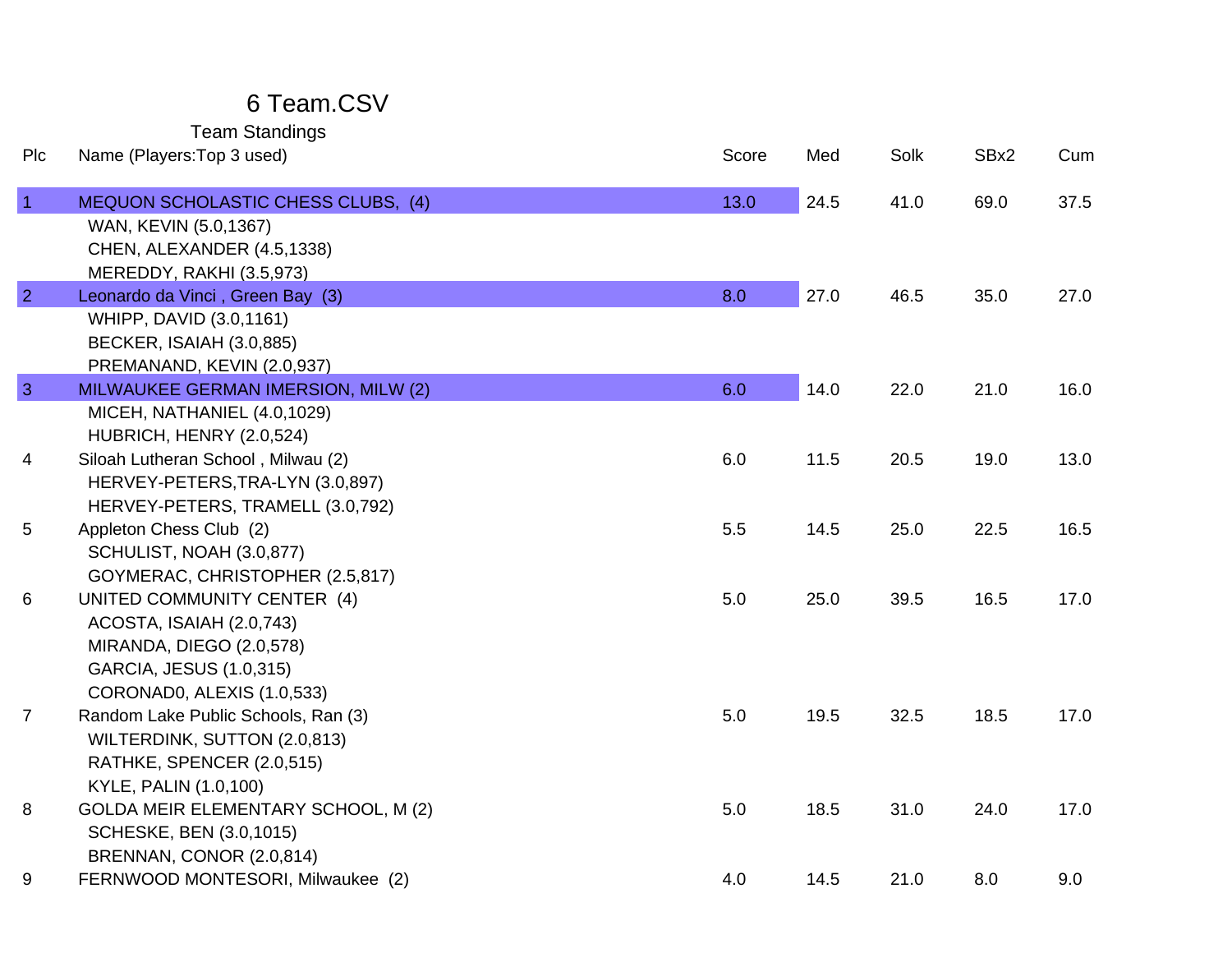6 Team.CSV

Team Standings

| Plc | Name (Players:Top 3 used) | Score | Med | Solk | SBx2 | Cum |
|---|---|---|---|---|---|---|
| 1 | MEQUON SCHOLASTIC CHESS CLUBS, (4) | 13.0 | 24.5 | 41.0 | 69.0 | 37.5 |
| | WAN, KEVIN (5.0,1367) | | | | | |
| | CHEN, ALEXANDER (4.5,1338) | | | | | |
| | MEREDDY, RAKHI (3.5,973) | | | | | |
| 2 | Leonardo da Vinci , Green Bay (3) | 8.0 | 27.0 | 46.5 | 35.0 | 27.0 |
| | WHIPP, DAVID (3.0,1161) | | | | | |
| | BECKER, ISAIAH (3.0,885) | | | | | |
| | PREMANAND, KEVIN (2.0,937) | | | | | |
| 3 | MILWAUKEE GERMAN IMERSION, MILW (2) | 6.0 | 14.0 | 22.0 | 21.0 | 16.0 |
| | MICEH, NATHANIEL (4.0,1029) | | | | | |
| | HUBRICH, HENRY (2.0,524) | | | | | |
| 4 | Siloah Lutheran School , Milwau (2) | 6.0 | 11.5 | 20.5 | 19.0 | 13.0 |
| | HERVEY-PETERS,TRA-LYN (3.0,897) | | | | | |
| | HERVEY-PETERS, TRAMELL (3.0,792) | | | | | |
| 5 | Appleton Chess Club (2) | 5.5 | 14.5 | 25.0 | 22.5 | 16.5 |
| | SCHULIST, NOAH (3.0,877) | | | | | |
| | GOYMERAC, CHRISTOPHER (2.5,817) | | | | | |
| 6 | UNITED COMMUNITY CENTER (4) | 5.0 | 25.0 | 39.5 | 16.5 | 17.0 |
| | ACOSTA, ISAIAH (2.0,743) | | | | | |
| | MIRANDA, DIEGO (2.0,578) | | | | | |
| | GARCIA, JESUS (1.0,315) | | | | | |
| | CORONAD0, ALEXIS (1.0,533) | | | | | |
| 7 | Random Lake Public Schools, Ran (3) | 5.0 | 19.5 | 32.5 | 18.5 | 17.0 |
| | WILTERDINK, SUTTON (2.0,813) | | | | | |
| | RATHKE, SPENCER (2.0,515) | | | | | |
| | KYLE, PALIN (1.0,100) | | | | | |
| 8 | GOLDA MEIR ELEMENTARY SCHOOL, M (2) | 5.0 | 18.5 | 31.0 | 24.0 | 17.0 |
| | SCHESKE, BEN (3.0,1015) | | | | | |
| | BRENNAN, CONOR (2.0,814) | | | | | |
| 9 | FERNWOOD MONTESORI, Milwaukee (2) | 4.0 | 14.5 | 21.0 | 8.0 | 9.0 |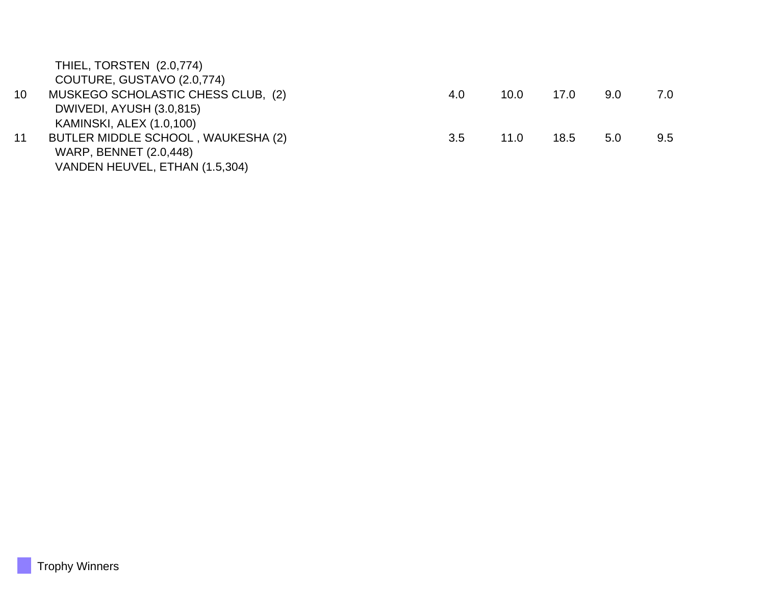| | | | | | | |
|---|---|---|---|---|---|---|
| | THIEL, TORSTEN (2.0,774) | | | | | |
| | COUTURE, GUSTAVO (2.0,774) | | | | | |
| 10 | MUSKEGO SCHOLASTIC CHESS CLUB, (2) | 4.0 | 10.0 | 17.0 | 9.0 | 7.0 |
| | DWIVEDI, AYUSH (3.0,815) | | | | | |
| | KAMINSKI, ALEX (1.0,100) | | | | | |
| 11 | BUTLER MIDDLE SCHOOL , WAUKESHA (2) | 3.5 | 11.0 | 18.5 | 5.0 | 9.5 |
| | WARP, BENNET (2.0,448) | | | | | |
| | VANDEN HEUVEL, ETHAN (1.5,304) | | | | | |

Trophy Winners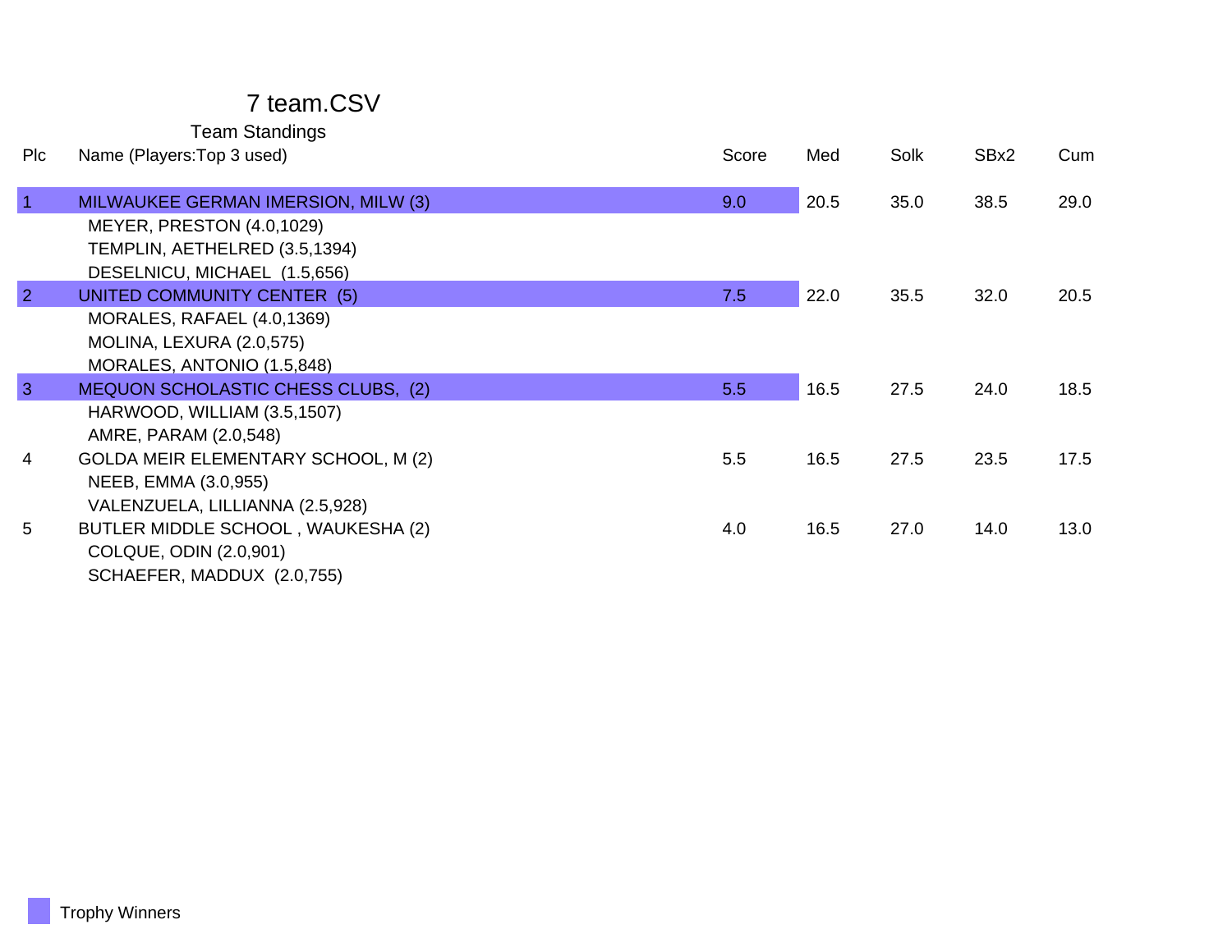# 7 team.CSV

## Team Standings

| Plc | Name (Players:Top 3 used) | Score | Med | Solk | SBx2 | Cum |
|---|---|---|---|---|---|---|
| 1 | MILWAUKEE GERMAN IMERSION, MILW (3) | 9.0 | 20.5 | 35.0 | 38.5 | 29.0 |
| | MEYER, PRESTON (4.0,1029) | | | | | |
| | TEMPLIN, AETHELRED (3.5,1394) | | | | | |
| | DESELNICU, MICHAEL (1.5,656) | | | | | |
| 2 | UNITED COMMUNITY CENTER (5) | 7.5 | 22.0 | 35.5 | 32.0 | 20.5 |
| | MORALES, RAFAEL (4.0,1369) | | | | | |
| | MOLINA, LEXURA (2.0,575) | | | | | |
| | MORALES, ANTONIO (1.5,848) | | | | | |
| 3 | MEQUON SCHOLASTIC CHESS CLUBS, (2) | 5.5 | 16.5 | 27.5 | 24.0 | 18.5 |
| | HARWOOD, WILLIAM (3.5,1507) | | | | | |
| | AMRE, PARAM (2.0,548) | | | | | |
| 4 | GOLDA MEIR ELEMENTARY SCHOOL, M (2) | 5.5 | 16.5 | 27.5 | 23.5 | 17.5 |
| | NEEB, EMMA (3.0,955) | | | | | |
| | VALENZUELA, LILLIANNA (2.5,928) | | | | | |
| 5 | BUTLER MIDDLE SCHOOL , WAUKESHA (2) | 4.0 | 16.5 | 27.0 | 14.0 | 13.0 |
| | COLQUE, ODIN (2.0,901) | | | | | |
| | SCHAEFER, MADDUX (2.0,755) | | | | | |

Trophy Winners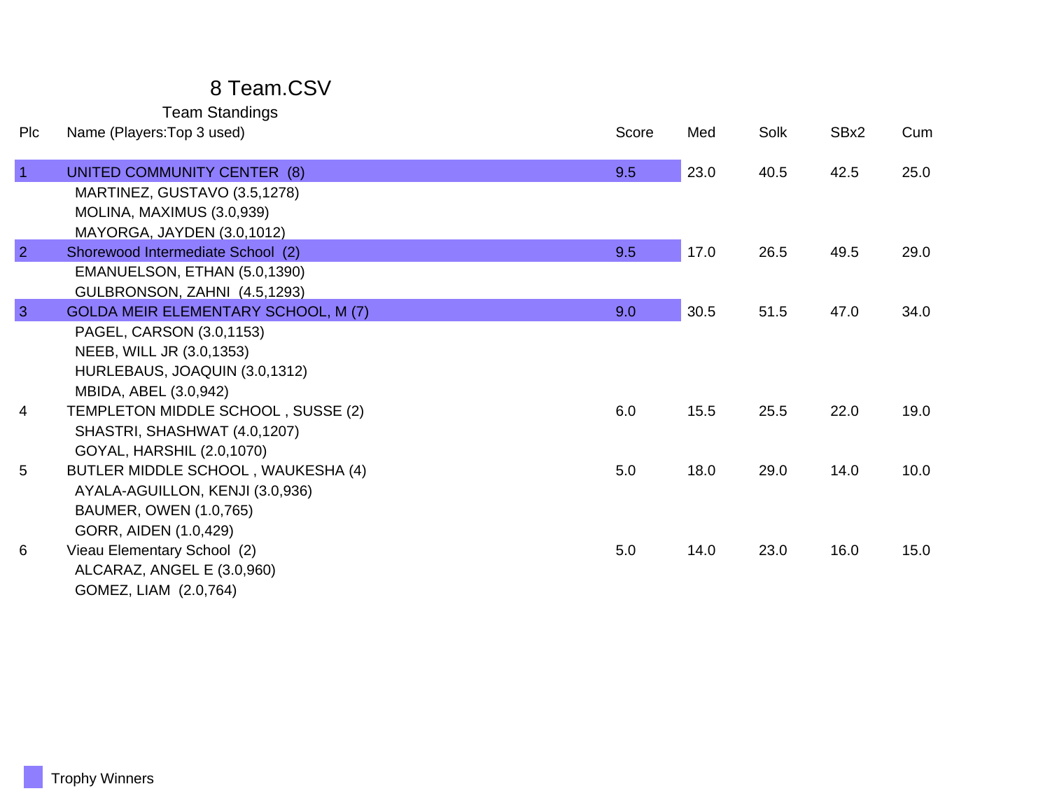# 8 Team.CSV

## Team Standings

| Plc | Name (Players:Top 3 used) | Score | Med | Solk | SBx2 | Cum |
|---|---|---|---|---|---|---|
| 1 | UNITED COMMUNITY CENTER (8) | 9.5 | 23.0 | 40.5 | 42.5 | 25.0 |
| | MARTINEZ, GUSTAVO (3.5,1278) | | | | | |
| | MOLINA, MAXIMUS (3.0,939) | | | | | |
| | MAYORGA, JAYDEN (3.0,1012) | | | | | |
| 2 | Shorewood Intermediate School (2) | 9.5 | 17.0 | 26.5 | 49.5 | 29.0 |
| | EMANUELSON, ETHAN (5.0,1390) | | | | | |
| | GULBRONSON, ZAHNI (4.5,1293) | | | | | |
| 3 | GOLDA MEIR ELEMENTARY SCHOOL, M (7) | 9.0 | 30.5 | 51.5 | 47.0 | 34.0 |
| | PAGEL, CARSON (3.0,1153) | | | | | |
| | NEEB, WILL JR (3.0,1353) | | | | | |
| | HURLEBAUS, JOAQUIN (3.0,1312) | | | | | |
| | MBIDA, ABEL (3.0,942) | | | | | |
| 4 | TEMPLETON MIDDLE SCHOOL , SUSSE (2) | 6.0 | 15.5 | 25.5 | 22.0 | 19.0 |
| | SHASTRI, SHASHWAT (4.0,1207) | | | | | |
| | GOYAL, HARSHIL (2.0,1070) | | | | | |
| 5 | BUTLER MIDDLE SCHOOL , WAUKESHA (4) | 5.0 | 18.0 | 29.0 | 14.0 | 10.0 |
| | AYALA-AGUILLON, KENJI (3.0,936) | | | | | |
| | BAUMER, OWEN (1.0,765) | | | | | |
| | GORR, AIDEN (1.0,429) | | | | | |
| 6 | Vieau Elementary School (2) | 5.0 | 14.0 | 23.0 | 16.0 | 15.0 |
| | ALCARAZ, ANGEL E (3.0,960) | | | | | |
| | GOMEZ, LIAM (2.0,764) | | | | | |

Trophy Winners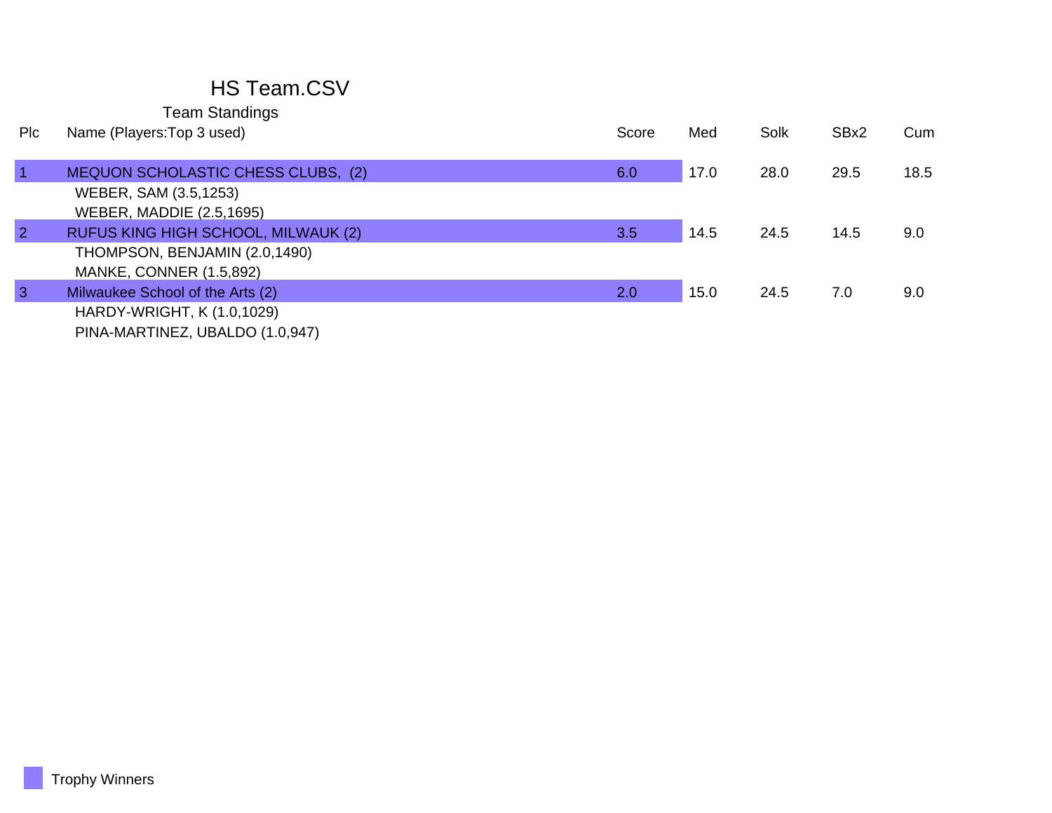# HS Team.CSV

## Team Standings

| Plc | Name (Players:Top 3 used) | Score | Med | Solk | SBx2 | Cum |
|---|---|---|---|---|---|---|
| 1 | MEQUON SCHOLASTIC CHESS CLUBS, (2) | 6.0 | 17.0 | 28.0 | 29.5 | 18.5 |
| | WEBER, SAM (3.5,1253) | | | | | |
| | WEBER, MADDIE (2.5,1695) | | | | | |
| 2 | RUFUS KING HIGH SCHOOL, MILWAUK (2) | 3.5 | 14.5 | 24.5 | 14.5 | 9.0 |
| | THOMPSON, BENJAMIN (2.0,1490) | | | | | |
| | MANKE, CONNER (1.5,892) | | | | | |
| 3 | Milwaukee School of the Arts (2) | 2.0 | 15.0 | 24.5 | 7.0 | 9.0 |
| | HARDY-WRIGHT, K (1.0,1029) | | | | | |
| | PINA-MARTINEZ, UBALDO (1.0,947) | | | | | |

Trophy Winners